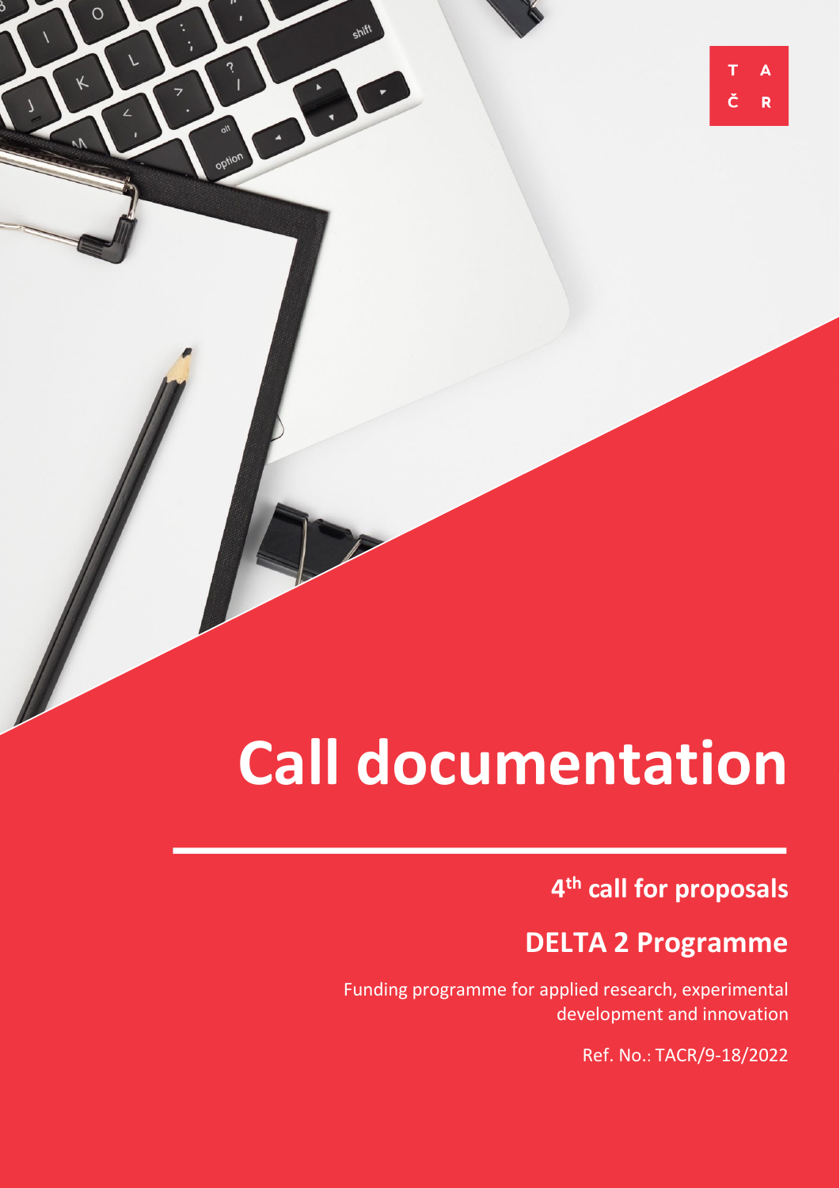T A
Č R

# Call documentation

## 4th call for proposals

## DELTA 2 Programme

Funding programme for applied research, experimental development and innovation

Ref. No.: TACR/9-18/2022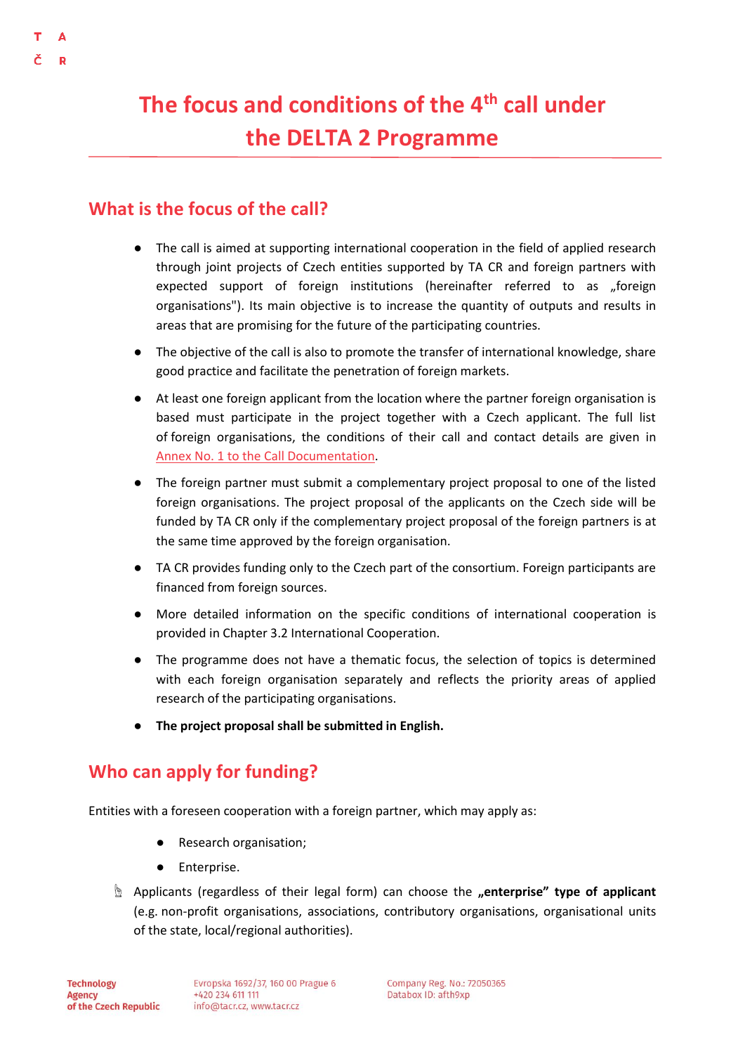# The focus and conditions of the 4th call under the DELTA 2 Programme

## What is the focus of the call?

- The call is aimed at supporting international cooperation in the field of applied research through joint projects of Czech entities supported by TA CR and foreign partners with expected support of foreign institutions (hereinafter referred to as „foreign organisations"). Its main objective is to increase the quantity of outputs and results in areas that are promising for the future of the participating countries.
- The objective of the call is also to promote the transfer of international knowledge, share good practice and facilitate the penetration of foreign markets.
- At least one foreign applicant from the location where the partner foreign organisation is based must participate in the project together with a Czech applicant. The full list of foreign organisations, the conditions of their call and contact details are given in Annex No. 1 to the Call Documentation.
- The foreign partner must submit a complementary project proposal to one of the listed foreign organisations. The project proposal of the applicants on the Czech side will be funded by TA CR only if the complementary project proposal of the foreign partners is at the same time approved by the foreign organisation.
- TA CR provides funding only to the Czech part of the consortium. Foreign participants are financed from foreign sources.
- More detailed information on the specific conditions of international cooperation is provided in Chapter 3.2 International Cooperation.
- The programme does not have a thematic focus, the selection of topics is determined with each foreign organisation separately and reflects the priority areas of applied research of the participating organisations.
- **The project proposal shall be submitted in English.**

## Who can apply for funding?

Entities with a foreseen cooperation with a foreign partner, which may apply as:

- Research organisation;
- Enterprise.

Applicants (regardless of their legal form) can choose the **„enterprise" type of applicant** (e.g. non-profit organisations, associations, contributory organisations, organisational units of the state, local/regional authorities).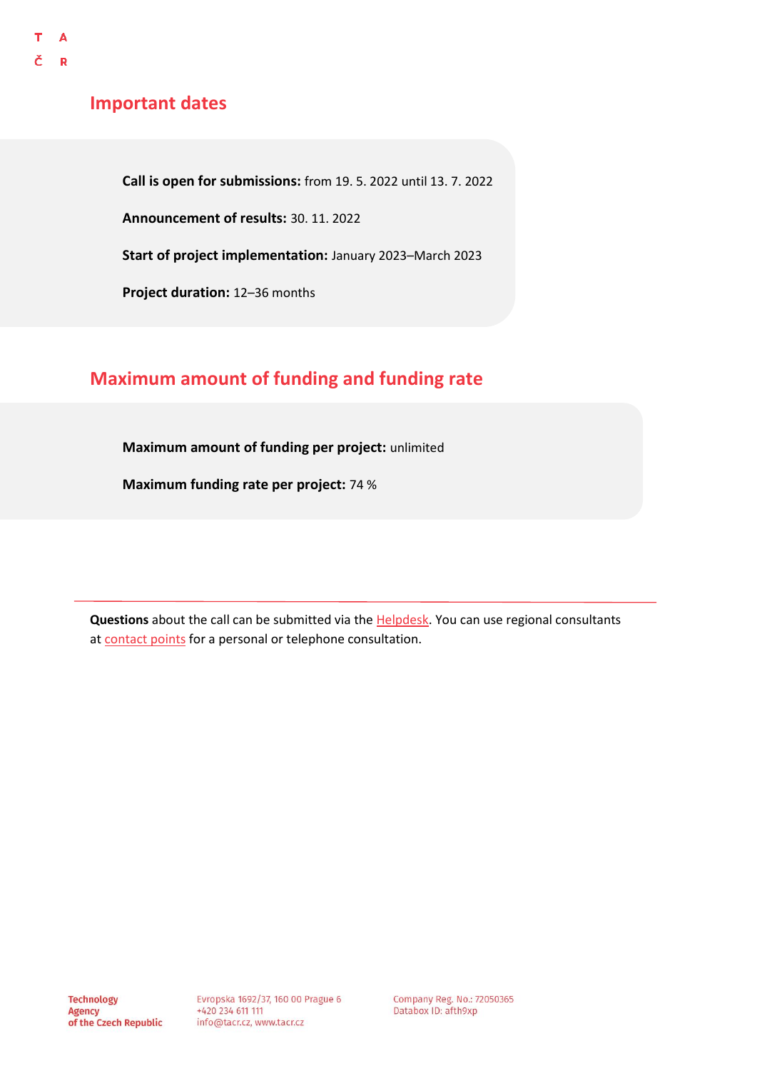## Important dates

**Call is open for submissions:** from 19. 5. 2022 until 13. 7. 2022

**Announcement of results:** 30. 11. 2022

**Start of project implementation:** January 2023–March 2023

**Project duration:** 12–36 months

## Maximum amount of funding and funding rate

**Maximum amount of funding per project:** unlimited

**Maximum funding rate per project:** 74 %

---

**Questions** about the call can be submitted via the Helpdesk. You can use regional consultants at contact points for a personal or telephone consultation.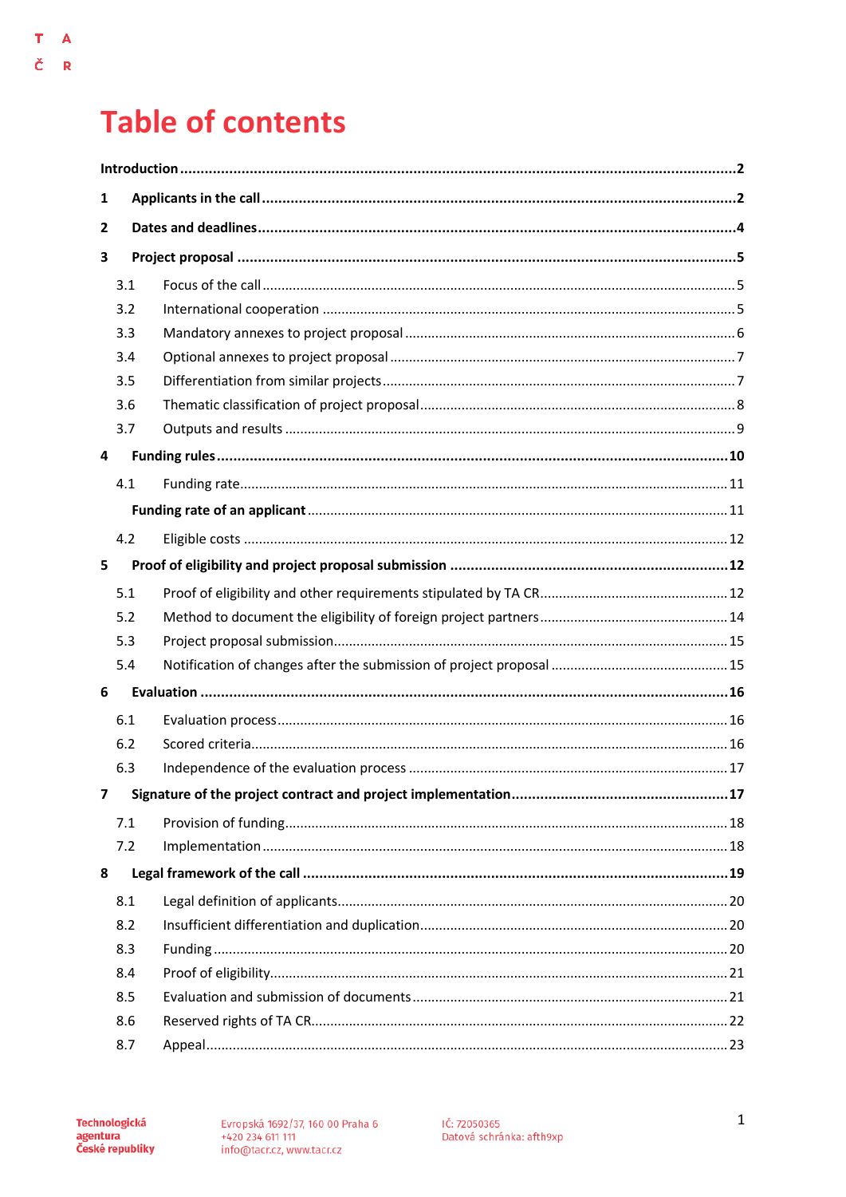# Table of contents

**Introduction** ..... **2**

**1 Applicants in the call** ..... **2**

**2 Dates and deadlines** ..... **4**

**3 Project proposal** ..... **5**

- 3.1 Focus of the call ..... 5
- 3.2 International cooperation ..... 5
- 3.3 Mandatory annexes to project proposal ..... 6
- 3.4 Optional annexes to project proposal ..... 7
- 3.5 Differentiation from similar projects ..... 7
- 3.6 Thematic classification of project proposal ..... 8
- 3.7 Outputs and results ..... 9

**4 Funding rules** ..... **10**

- 4.1 Funding rate ..... 11
- **Funding rate of an applicant** ..... 11
- 4.2 Eligible costs ..... 12

**5 Proof of eligibility and project proposal submission** ..... **12**

- 5.1 Proof of eligibility and other requirements stipulated by TA CR ..... 12
- 5.2 Method to document the eligibility of foreign project partners ..... 14
- 5.3 Project proposal submission ..... 15
- 5.4 Notification of changes after the submission of project proposal ..... 15

**6 Evaluation** ..... **16**

- 6.1 Evaluation process ..... 16
- 6.2 Scored criteria ..... 16
- 6.3 Independence of the evaluation process ..... 17

**7 Signature of the project contract and project implementation** ..... **17**

- 7.1 Provision of funding ..... 18
- 7.2 Implementation ..... 18

**8 Legal framework of the call** ..... **19**

- 8.1 Legal definition of applicants ..... 20
- 8.2 Insufficient differentiation and duplication ..... 20
- 8.3 Funding ..... 20
- 8.4 Proof of eligibility ..... 21
- 8.5 Evaluation and submission of documents ..... 21
- 8.6 Reserved rights of TA CR ..... 22
- 8.7 Appeal ..... 23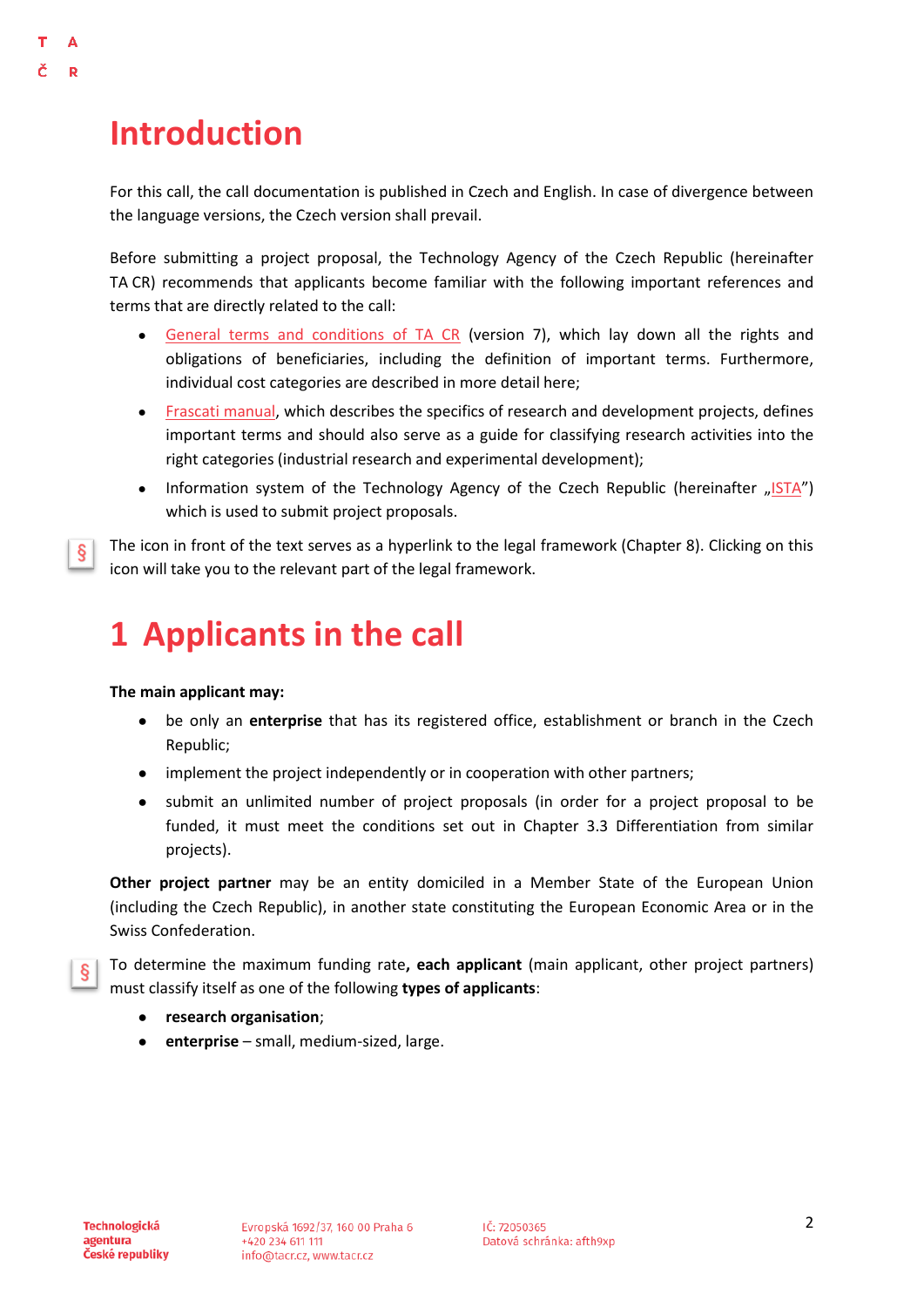# Introduction

For this call, the call documentation is published in Czech and English. In case of divergence between the language versions, the Czech version shall prevail.

Before submitting a project proposal, the Technology Agency of the Czech Republic (hereinafter TA CR) recommends that applicants become familiar with the following important references and terms that are directly related to the call:

- General terms and conditions of TA CR (version 7), which lay down all the rights and obligations of beneficiaries, including the definition of important terms. Furthermore, individual cost categories are described in more detail here;
- Frascati manual, which describes the specifics of research and development projects, defines important terms and should also serve as a guide for classifying research activities into the right categories (industrial research and experimental development);
- Information system of the Technology Agency of the Czech Republic (hereinafter „ISTA") which is used to submit project proposals.

§ The icon in front of the text serves as a hyperlink to the legal framework (Chapter 8). Clicking on this icon will take you to the relevant part of the legal framework.

# 1 Applicants in the call

**The main applicant may:**

- be only an **enterprise** that has its registered office, establishment or branch in the Czech Republic;
- implement the project independently or in cooperation with other partners;
- submit an unlimited number of project proposals (in order for a project proposal to be funded, it must meet the conditions set out in Chapter 3.3 Differentiation from similar projects).

**Other project partner** may be an entity domiciled in a Member State of the European Union (including the Czech Republic), in another state constituting the European Economic Area or in the Swiss Confederation.

§ To determine the maximum funding rate**, each applicant** (main applicant, other project partners) must classify itself as one of the following **types of applicants**:

- **research organisation**;
- **enterprise** – small, medium-sized, large.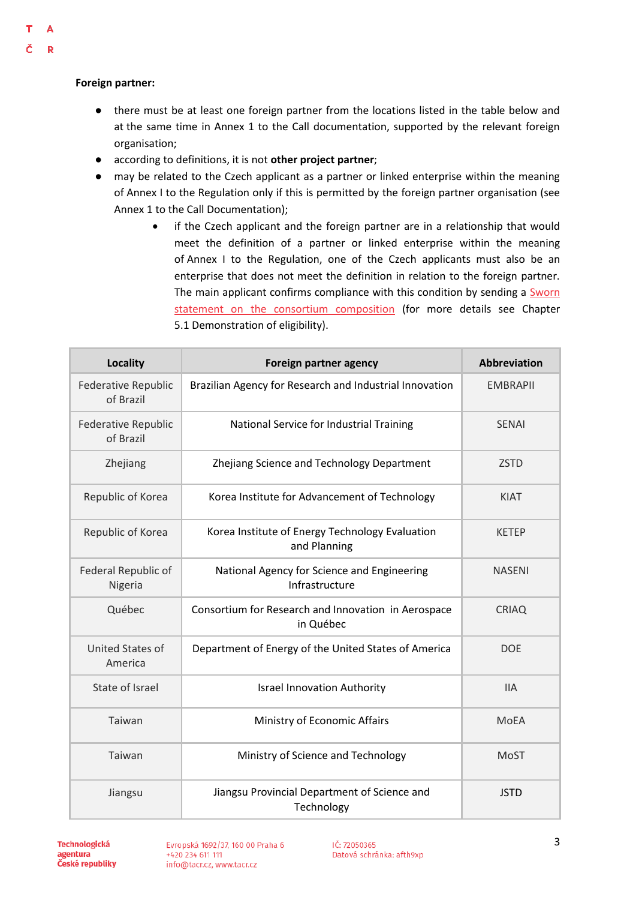**Foreign partner:**

- there must be at least one foreign partner from the locations listed in the table below and at the same time in Annex 1 to the Call documentation, supported by the relevant foreign organisation;
- according to definitions, it is not **other project partner**;
- may be related to the Czech applicant as a partner or linked enterprise within the meaning of Annex I to the Regulation only if this is permitted by the foreign partner organisation (see Annex 1 to the Call Documentation);
    - if the Czech applicant and the foreign partner are in a relationship that would meet the definition of a partner or linked enterprise within the meaning of Annex I to the Regulation, one of the Czech applicants must also be an enterprise that does not meet the definition in relation to the foreign partner. The main applicant confirms compliance with this condition by sending a Sworn statement on the consortium composition (for more details see Chapter 5.1 Demonstration of eligibility).

| Locality | Foreign partner agency | Abbreviation |
|---|---|---|
| Federative Republic of Brazil | Brazilian Agency for Research and Industrial Innovation | EMBRAPII |
| Federative Republic of Brazil | National Service for Industrial Training | SENAI |
| Zhejiang | Zhejiang Science and Technology Department | ZSTD |
| Republic of Korea | Korea Institute for Advancement of Technology | KIAT |
| Republic of Korea | Korea Institute of Energy Technology Evaluation and Planning | KETEP |
| Federal Republic of Nigeria | National Agency for Science and Engineering Infrastructure | NASENI |
| Québec | Consortium for Research and Innovation in Aerospace in Québec | CRIAQ |
| United States of America | Department of Energy of the United States of America | DOE |
| State of Israel | Israel Innovation Authority | IIA |
| Taiwan | Ministry of Economic Affairs | MoEA |
| Taiwan | Ministry of Science and Technology | MoST |
| Jiangsu | Jiangsu Provincial Department of Science and Technology | JSTD |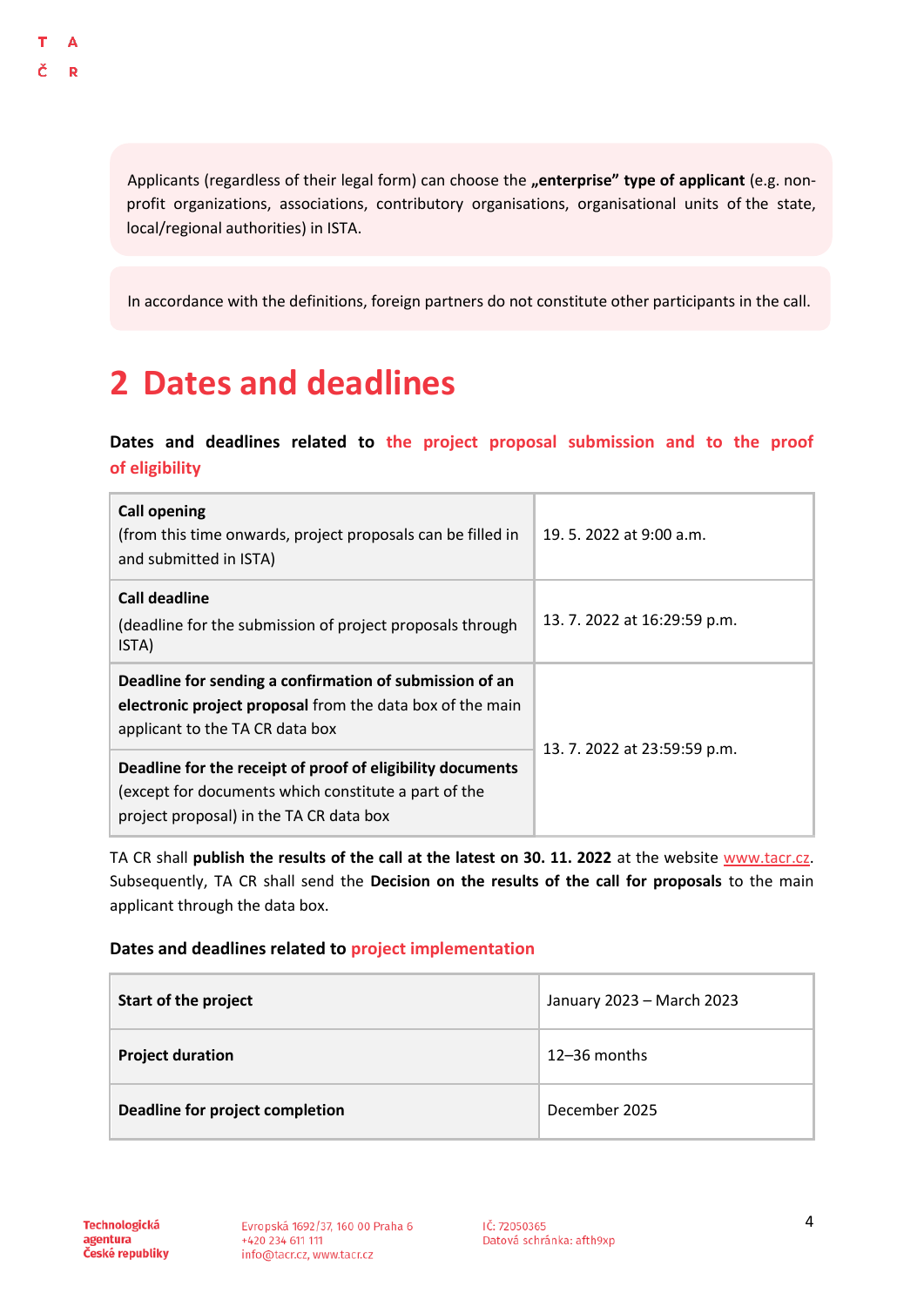Applicants (regardless of their legal form) can choose the **„enterprise" type of applicant** (e.g. non-profit organizations, associations, contributory organisations, organisational units of the state, local/regional authorities) in ISTA.

In accordance with the definitions, foreign partners do not constitute other participants in the call.

# 2 Dates and deadlines

**Dates and deadlines related to the project proposal submission and to the proof of eligibility**

| | |
|---|---|
| **Call opening**<br>(from this time onwards, project proposals can be filled in and submitted in ISTA) | 19. 5. 2022 at 9:00 a.m. |
| **Call deadline**<br>(deadline for the submission of project proposals through ISTA) | 13. 7. 2022 at 16:29:59 p.m. |
| **Deadline for sending a confirmation of submission of an electronic project proposal** from the data box of the main applicant to the TA CR data box | 13. 7. 2022 at 23:59:59 p.m. |
| **Deadline for the receipt of proof of eligibility documents** (except for documents which constitute a part of the project proposal) in the TA CR data box | 13. 7. 2022 at 23:59:59 p.m. |

TA CR shall **publish the results of the call at the latest on 30. 11. 2022** at the website www.tacr.cz. Subsequently, TA CR shall send the **Decision on the results of the call for proposals** to the main applicant through the data box.

**Dates and deadlines related to project implementation**

| | |
|---|---|
| **Start of the project** | January 2023 – March 2023 |
| **Project duration** | 12–36 months |
| **Deadline for project completion** | December 2025 |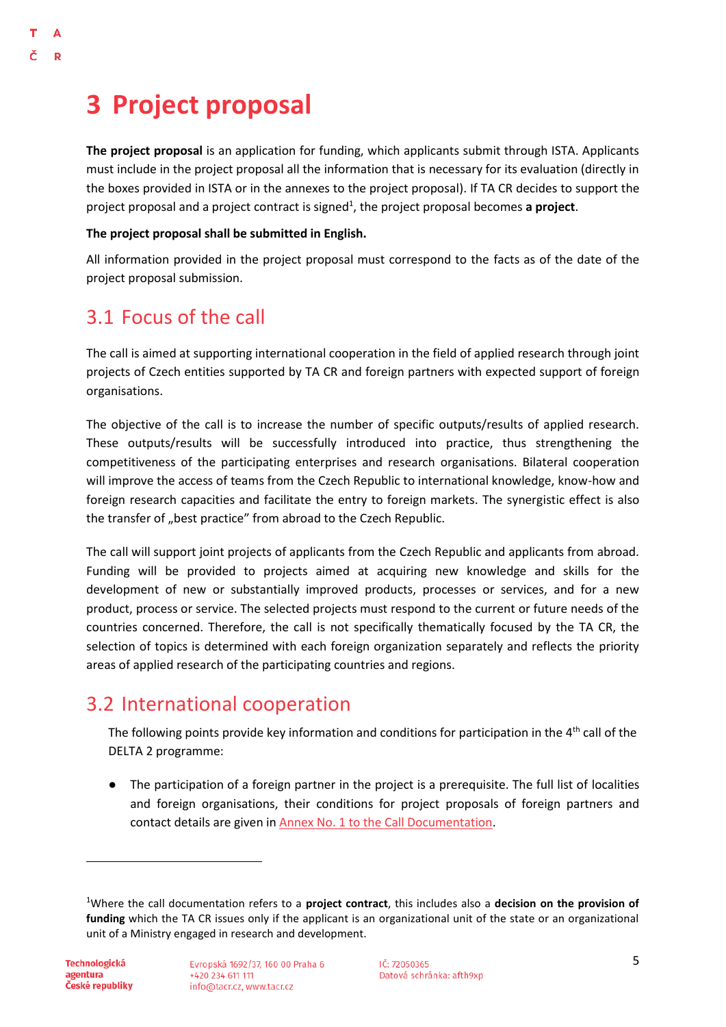# 3 Project proposal

**The project proposal** is an application for funding, which applicants submit through ISTA. Applicants must include in the project proposal all the information that is necessary for its evaluation (directly in the boxes provided in ISTA or in the annexes to the project proposal). If TA CR decides to support the project proposal and a project contract is signed[1], the project proposal becomes **a project**.

**The project proposal shall be submitted in English.**

All information provided in the project proposal must correspond to the facts as of the date of the project proposal submission.

## 3.1 Focus of the call

The call is aimed at supporting international cooperation in the field of applied research through joint projects of Czech entities supported by TA CR and foreign partners with expected support of foreign organisations.

The objective of the call is to increase the number of specific outputs/results of applied research. These outputs/results will be successfully introduced into practice, thus strengthening the competitiveness of the participating enterprises and research organisations. Bilateral cooperation will improve the access of teams from the Czech Republic to international knowledge, know-how and foreign research capacities and facilitate the entry to foreign markets. The synergistic effect is also the transfer of „best practice" from abroad to the Czech Republic.

The call will support joint projects of applicants from the Czech Republic and applicants from abroad. Funding will be provided to projects aimed at acquiring new knowledge and skills for the development of new or substantially improved products, processes or services, and for a new product, process or service. The selected projects must respond to the current or future needs of the countries concerned. Therefore, the call is not specifically thematically focused by the TA CR, the selection of topics is determined with each foreign organization separately and reflects the priority areas of applied research of the participating countries and regions.

## 3.2 International cooperation

The following points provide key information and conditions for participation in the 4th call of the DELTA 2 programme:

- The participation of a foreign partner in the project is a prerequisite. The full list of localities and foreign organisations, their conditions for project proposals of foreign partners and contact details are given in Annex No. 1 to the Call Documentation.

---

[1] Where the call documentation refers to a **project contract**, this includes also a **decision on the provision of funding** which the TA CR issues only if the applicant is an organizational unit of the state or an organizational unit of a Ministry engaged in research and development.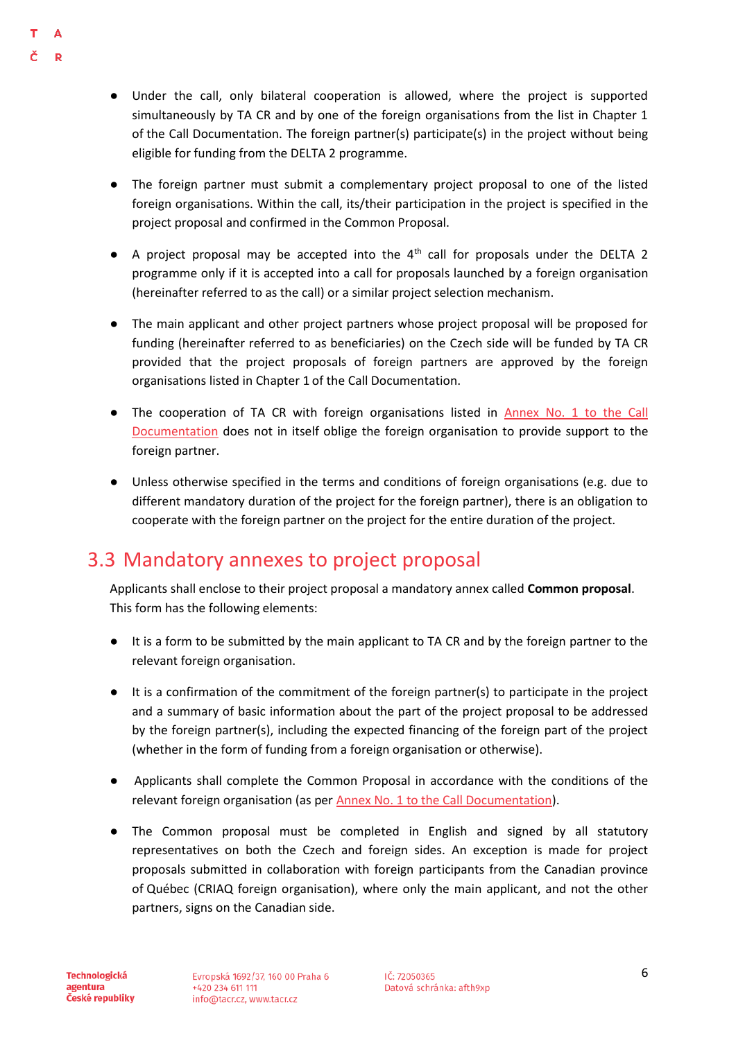- Under the call, only bilateral cooperation is allowed, where the project is supported simultaneously by TA CR and by one of the foreign organisations from the list in Chapter 1 of the Call Documentation. The foreign partner(s) participate(s) in the project without being eligible for funding from the DELTA 2 programme.
- The foreign partner must submit a complementary project proposal to one of the listed foreign organisations. Within the call, its/their participation in the project is specified in the project proposal and confirmed in the Common Proposal.
- A project proposal may be accepted into the 4th call for proposals under the DELTA 2 programme only if it is accepted into a call for proposals launched by a foreign organisation (hereinafter referred to as the call) or a similar project selection mechanism.
- The main applicant and other project partners whose project proposal will be proposed for funding (hereinafter referred to as beneficiaries) on the Czech side will be funded by TA CR provided that the project proposals of foreign partners are approved by the foreign organisations listed in Chapter 1 of the Call Documentation.
- The cooperation of TA CR with foreign organisations listed in Annex No. 1 to the Call Documentation does not in itself oblige the foreign organisation to provide support to the foreign partner.
- Unless otherwise specified in the terms and conditions of foreign organisations (e.g. due to different mandatory duration of the project for the foreign partner), there is an obligation to cooperate with the foreign partner on the project for the entire duration of the project.

## 3.3 Mandatory annexes to project proposal

Applicants shall enclose to their project proposal a mandatory annex called **Common proposal**. This form has the following elements:

- It is a form to be submitted by the main applicant to TA CR and by the foreign partner to the relevant foreign organisation.
- It is a confirmation of the commitment of the foreign partner(s) to participate in the project and a summary of basic information about the part of the project proposal to be addressed by the foreign partner(s), including the expected financing of the foreign part of the project (whether in the form of funding from a foreign organisation or otherwise).
- Applicants shall complete the Common Proposal in accordance with the conditions of the relevant foreign organisation (as per Annex No. 1 to the Call Documentation).
- The Common proposal must be completed in English and signed by all statutory representatives on both the Czech and foreign sides. An exception is made for project proposals submitted in collaboration with foreign participants from the Canadian province of Québec (CRIAQ foreign organisation), where only the main applicant, and not the other partners, signs on the Canadian side.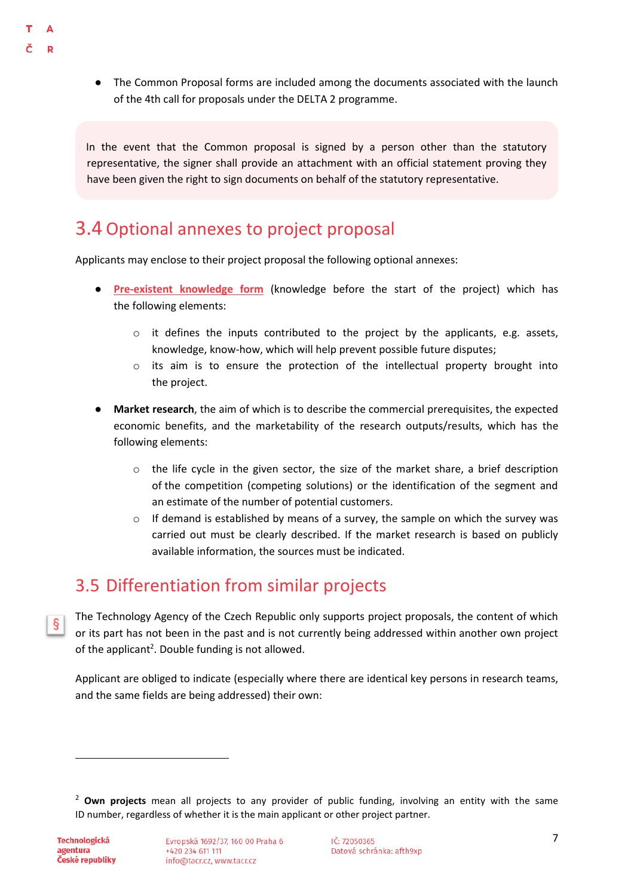- The Common Proposal forms are included among the documents associated with the launch of the 4th call for proposals under the DELTA 2 programme.

> In the event that the Common proposal is signed by a person other than the statutory representative, the signer shall provide an attachment with an official statement proving they have been given the right to sign documents on behalf of the statutory representative.

## 3.4 Optional annexes to project proposal

Applicants may enclose to their project proposal the following optional annexes:

- Pre-existent knowledge form (knowledge before the start of the project) which has the following elements:
  - it defines the inputs contributed to the project by the applicants, e.g. assets, knowledge, know-how, which will help prevent possible future disputes;
  - its aim is to ensure the protection of the intellectual property brought into the project.
- **Market research**, the aim of which is to describe the commercial prerequisites, the expected economic benefits, and the marketability of the research outputs/results, which has the following elements:
  - the life cycle in the given sector, the size of the market share, a brief description of the competition (competing solutions) or the identification of the segment and an estimate of the number of potential customers.
  - If demand is established by means of a survey, the sample on which the survey was carried out must be clearly described. If the market research is based on publicly available information, the sources must be indicated.

## 3.5 Differentiation from similar projects

§ The Technology Agency of the Czech Republic only supports project proposals, the content of which or its part has not been in the past and is not currently being addressed within another own project of the applicant[2]. Double funding is not allowed.

Applicant are obliged to indicate (especially where there are identical key persons in research teams, and the same fields are being addressed) their own:

[2] **Own projects** mean all projects to any provider of public funding, involving an entity with the same ID number, regardless of whether it is the main applicant or other project partner.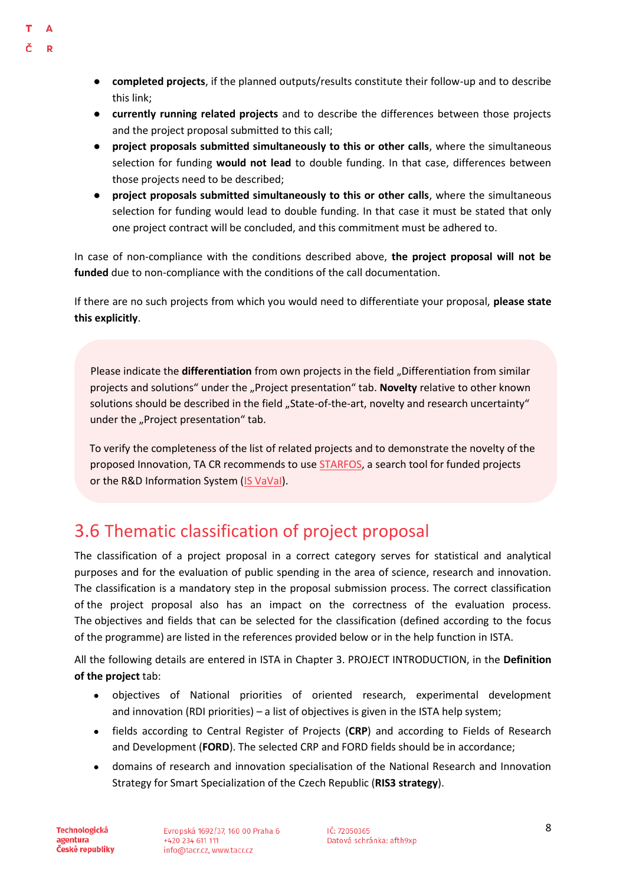- **completed projects**, if the planned outputs/results constitute their follow-up and to describe this link;
- **currently running related projects** and to describe the differences between those projects and the project proposal submitted to this call;
- **project proposals submitted simultaneously to this or other calls**, where the simultaneous selection for funding **would not lead** to double funding. In that case, differences between those projects need to be described;
- **project proposals submitted simultaneously to this or other calls**, where the simultaneous selection for funding would lead to double funding. In that case it must be stated that only one project contract will be concluded, and this commitment must be adhered to.

In case of non-compliance with the conditions described above, **the project proposal will not be funded** due to non-compliance with the conditions of the call documentation.

If there are no such projects from which you would need to differentiate your proposal, **please state this explicitly**.

Please indicate the **differentiation** from own projects in the field „Differentiation from similar projects and solutions" under the „Project presentation" tab. **Novelty** relative to other known solutions should be described in the field „State-of-the-art, novelty and research uncertainty" under the „Project presentation" tab.

To verify the completeness of the list of related projects and to demonstrate the novelty of the proposed Innovation, TA CR recommends to use STARFOS, a search tool for funded projects or the R&D Information System (IS VaVaI).

## 3.6 Thematic classification of project proposal

The classification of a project proposal in a correct category serves for statistical and analytical purposes and for the evaluation of public spending in the area of science, research and innovation. The classification is a mandatory step in the proposal submission process. The correct classification of the project proposal also has an impact on the correctness of the evaluation process. The objectives and fields that can be selected for the classification (defined according to the focus of the programme) are listed in the references provided below or in the help function in ISTA.

All the following details are entered in ISTA in Chapter 3. PROJECT INTRODUCTION, in the **Definition of the project** tab:

- objectives of National priorities of oriented research, experimental development and innovation (RDI priorities) – a list of objectives is given in the ISTA help system;
- fields according to Central Register of Projects (**CRP**) and according to Fields of Research and Development (**FORD**). The selected CRP and FORD fields should be in accordance;
- domains of research and innovation specialisation of the National Research and Innovation Strategy for Smart Specialization of the Czech Republic (**RIS3 strategy**).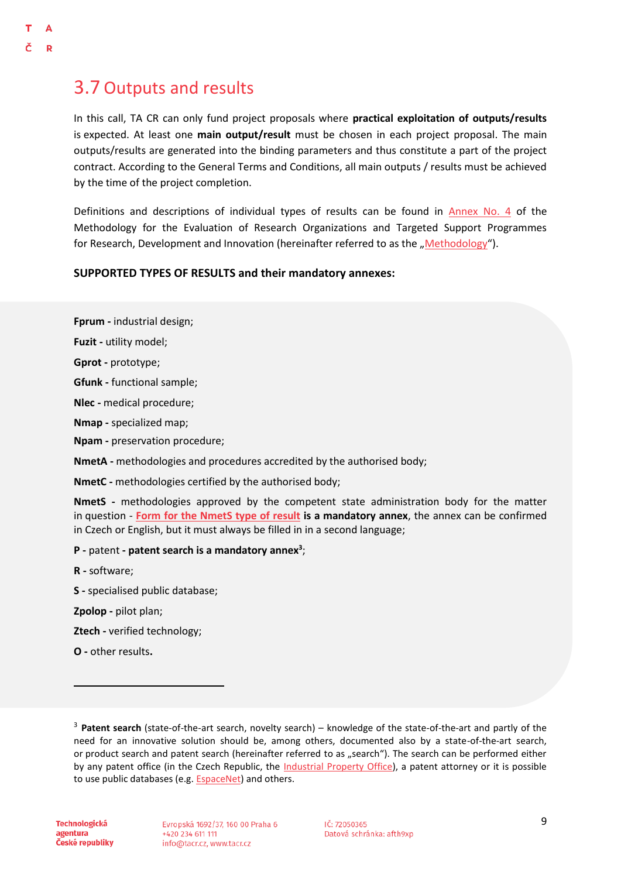## 3.7 Outputs and results

In this call, TA CR can only fund project proposals where **practical exploitation of outputs/results** is expected. At least one **main output/result** must be chosen in each project proposal. The main outputs/results are generated into the binding parameters and thus constitute a part of the project contract. According to the General Terms and Conditions, all main outputs / results must be achieved by the time of the project completion.

Definitions and descriptions of individual types of results can be found in Annex No. 4 of the Methodology for the Evaluation of Research Organizations and Targeted Support Programmes for Research, Development and Innovation (hereinafter referred to as the „Methodology“).

**SUPPORTED TYPES OF RESULTS and their mandatory annexes:**

**Fprum -** industrial design;

**Fuzit -** utility model;

**Gprot -** prototype;

**Gfunk -** functional sample;

**Nlec -** medical procedure;

**Nmap -** specialized map;

**Npam -** preservation procedure;

**NmetA -** methodologies and procedures accredited by the authorised body;

**NmetC -** methodologies certified by the authorised body;

**NmetS -** methodologies approved by the competent state administration body for the matter in question - **Form for the NmetS type of result is a mandatory annex**, the annex can be confirmed in Czech or English, but it must always be filled in in a second language;

**P -** patent - **patent search is a mandatory annex**[3];

**R -** software;

**S -** specialised public database;

**Zpolop -** pilot plan;

**Ztech -** verified technology;

**O -** other results.

---

[3] **Patent search** (state-of-the-art search, novelty search) – knowledge of the state-of-the-art and partly of the need for an innovative solution should be, among others, documented also by a state-of-the-art search, or product search and patent search (hereinafter referred to as „search“). The search can be performed either by any patent office (in the Czech Republic, the Industrial Property Office), a patent attorney or it is possible to use public databases (e.g. EspaceNet) and others.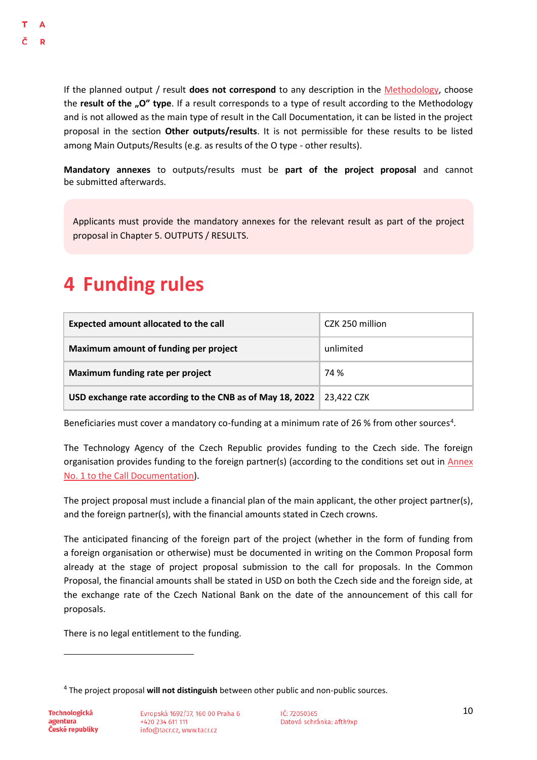If the planned output / result **does not correspond** to any description in the Methodology, choose the **result of the „O" type**. If a result corresponds to a type of result according to the Methodology and is not allowed as the main type of result in the Call Documentation, it can be listed in the project proposal in the section **Other outputs/results**. It is not permissible for these results to be listed among Main Outputs/Results (e.g. as results of the O type - other results).

**Mandatory annexes** to outputs/results must be **part of the project proposal** and cannot be submitted afterwards.

Applicants must provide the mandatory annexes for the relevant result as part of the project proposal in Chapter 5. OUTPUTS / RESULTS.

# 4 Funding rules

| | |
|---|---|
| **Expected amount allocated to the call** | CZK 250 million |
| **Maximum amount of funding per project** | unlimited |
| **Maximum funding rate per project** | 74 % |
| **USD exchange rate according to the CNB as of May 18, 2022** | 23,422 CZK |

Beneficiaries must cover a mandatory co-funding at a minimum rate of 26 % from other sources[4].

The Technology Agency of the Czech Republic provides funding to the Czech side. The foreign organisation provides funding to the foreign partner(s) (according to the conditions set out in Annex No. 1 to the Call Documentation).

The project proposal must include a financial plan of the main applicant, the other project partner(s), and the foreign partner(s), with the financial amounts stated in Czech crowns.

The anticipated financing of the foreign part of the project (whether in the form of funding from a foreign organisation or otherwise) must be documented in writing on the Common Proposal form already at the stage of project proposal submission to the call for proposals. In the Common Proposal, the financial amounts shall be stated in USD on both the Czech side and the foreign side, at the exchange rate of the Czech National Bank on the date of the announcement of this call for proposals.

There is no legal entitlement to the funding.

[4] The project proposal **will not distinguish** between other public and non-public sources.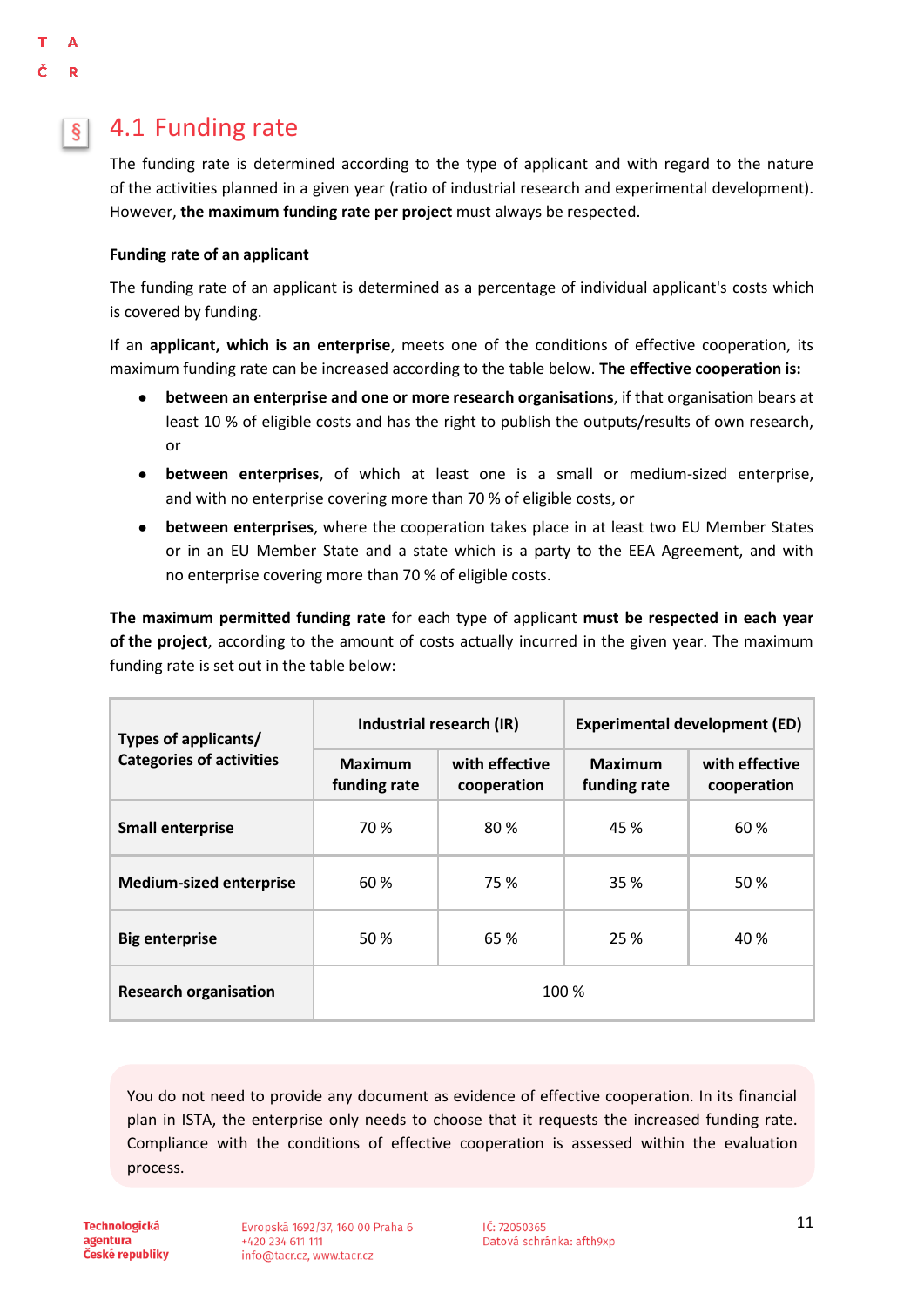## 4.1 Funding rate

The funding rate is determined according to the type of applicant and with regard to the nature of the activities planned in a given year (ratio of industrial research and experimental development). However, **the maximum funding rate per project** must always be respected.

#### Funding rate of an applicant

The funding rate of an applicant is determined as a percentage of individual applicant's costs which is covered by funding.

If an **applicant, which is an enterprise**, meets one of the conditions of effective cooperation, its maximum funding rate can be increased according to the table below. **The effective cooperation is:**

- **between an enterprise and one or more research organisations**, if that organisation bears at least 10 % of eligible costs and has the right to publish the outputs/results of own research, or
- **between enterprises**, of which at least one is a small or medium-sized enterprise, and with no enterprise covering more than 70 % of eligible costs, or
- **between enterprises**, where the cooperation takes place in at least two EU Member States or in an EU Member State and a state which is a party to the EEA Agreement, and with no enterprise covering more than 70 % of eligible costs.

**The maximum permitted funding rate** for each type of applicant **must be respected in each year of the project**, according to the amount of costs actually incurred in the given year. The maximum funding rate is set out in the table below:

| Types of applicants/ Categories of activities | Industrial research (IR) | | Experimental development (ED) | |
|---|---|---|---|---|
| | Maximum funding rate | with effective cooperation | Maximum funding rate | with effective cooperation |
| **Small enterprise** | 70 % | 80 % | 45 % | 60 % |
| **Medium-sized enterprise** | 60 % | 75 % | 35 % | 50 % |
| **Big enterprise** | 50 % | 65 % | 25 % | 40 % |
| **Research organisation** | 100 % | | | |

You do not need to provide any document as evidence of effective cooperation. In its financial plan in ISTA, the enterprise only needs to choose that it requests the increased funding rate. Compliance with the conditions of effective cooperation is assessed within the evaluation process.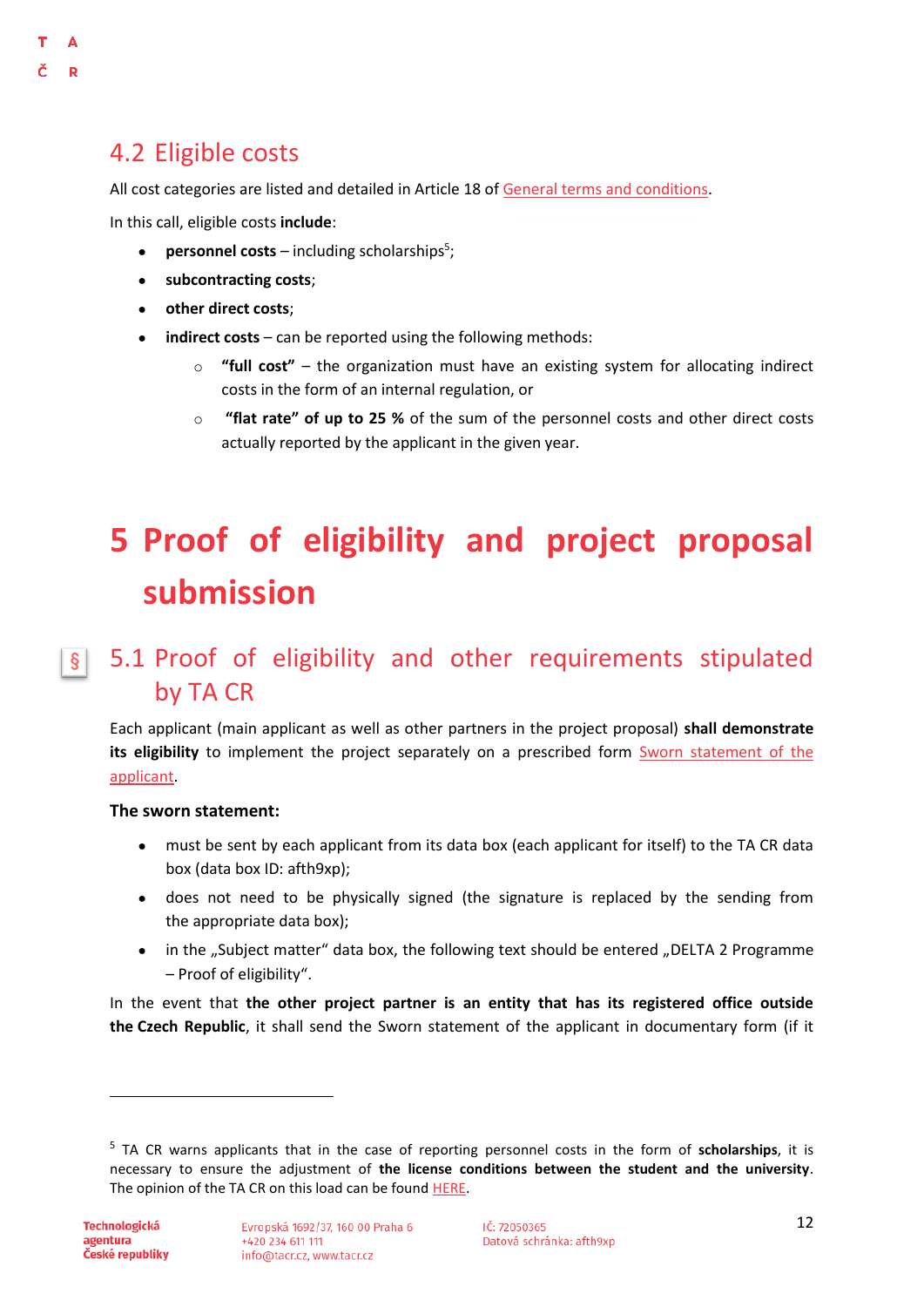## 4.2 Eligible costs

All cost categories are listed and detailed in Article 18 of General terms and conditions.

In this call, eligible costs **include**:

- **personnel costs** – including scholarships[5];
- **subcontracting costs**;
- **other direct costs**;
- **indirect costs** – can be reported using the following methods:
  - **"full cost"** – the organization must have an existing system for allocating indirect costs in the form of an internal regulation, or
  - **"flat rate" of up to 25 %** of the sum of the personnel costs and other direct costs actually reported by the applicant in the given year.

# 5 Proof of eligibility and project proposal submission

## 5.1 Proof of eligibility and other requirements stipulated by TA CR

Each applicant (main applicant as well as other partners in the project proposal) **shall demonstrate its eligibility** to implement the project separately on a prescribed form Sworn statement of the applicant.

**The sworn statement:**

- must be sent by each applicant from its data box (each applicant for itself) to the TA CR data box (data box ID: afth9xp);
- does not need to be physically signed (the signature is replaced by the sending from the appropriate data box);
- in the „Subject matter" data box, the following text should be entered „DELTA 2 Programme – Proof of eligibility".

In the event that **the other project partner is an entity that has its registered office outside the Czech Republic**, it shall send the Sworn statement of the applicant in documentary form (if it

[5] TA CR warns applicants that in the case of reporting personnel costs in the form of **scholarships**, it is necessary to ensure the adjustment of **the license conditions between the student and the university**. The opinion of the TA CR on this load can be found HERE.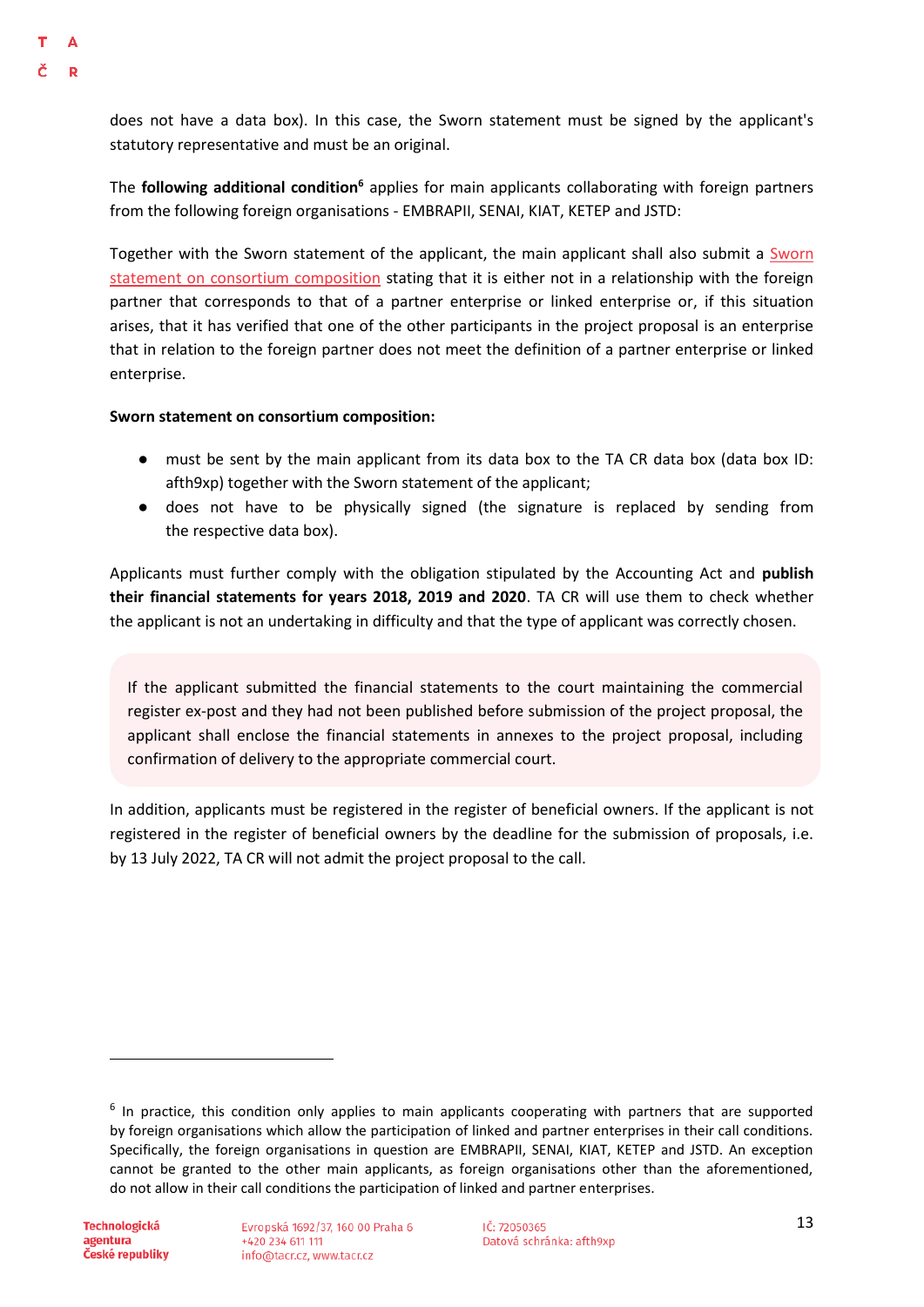does not have a data box). In this case, the Sworn statement must be signed by the applicant's statutory representative and must be an original.

The **following additional condition**[6] applies for main applicants collaborating with foreign partners from the following foreign organisations - EMBRAPII, SENAI, KIAT, KETEP and JSTD:

Together with the Sworn statement of the applicant, the main applicant shall also submit a Sworn statement on consortium composition stating that it is either not in a relationship with the foreign partner that corresponds to that of a partner enterprise or linked enterprise or, if this situation arises, that it has verified that one of the other participants in the project proposal is an enterprise that in relation to the foreign partner does not meet the definition of a partner enterprise or linked enterprise.

**Sworn statement on consortium composition:**

- must be sent by the main applicant from its data box to the TA CR data box (data box ID: afth9xp) together with the Sworn statement of the applicant;
- does not have to be physically signed (the signature is replaced by sending from the respective data box).

Applicants must further comply with the obligation stipulated by the Accounting Act and **publish their financial statements for years 2018, 2019 and 2020**. TA CR will use them to check whether the applicant is not an undertaking in difficulty and that the type of applicant was correctly chosen.

If the applicant submitted the financial statements to the court maintaining the commercial register ex-post and they had not been published before submission of the project proposal, the applicant shall enclose the financial statements in annexes to the project proposal, including confirmation of delivery to the appropriate commercial court.

In addition, applicants must be registered in the register of beneficial owners. If the applicant is not registered in the register of beneficial owners by the deadline for the submission of proposals, i.e. by 13 July 2022, TA CR will not admit the project proposal to the call.

[6] In practice, this condition only applies to main applicants cooperating with partners that are supported by foreign organisations which allow the participation of linked and partner enterprises in their call conditions. Specifically, the foreign organisations in question are EMBRAPII, SENAI, KIAT, KETEP and JSTD. An exception cannot be granted to the other main applicants, as foreign organisations other than the aforementioned, do not allow in their call conditions the participation of linked and partner enterprises.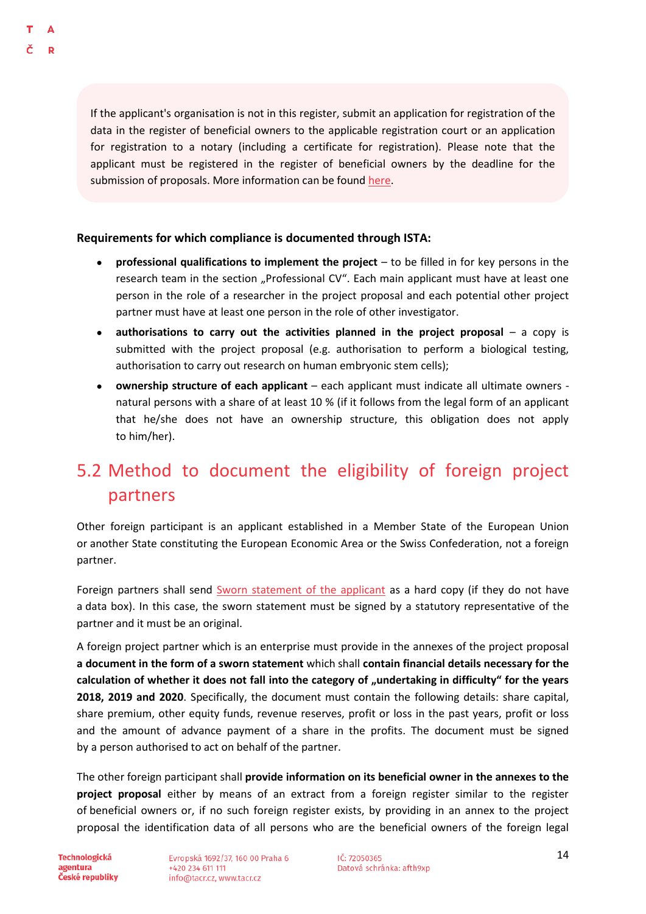If the applicant's organisation is not in this register, submit an application for registration of the data in the register of beneficial owners to the applicable registration court or an application for registration to a notary (including a certificate for registration). Please note that the applicant must be registered in the register of beneficial owners by the deadline for the submission of proposals. More information can be found here.

**Requirements for which compliance is documented through ISTA:**

- **professional qualifications to implement the project** – to be filled in for key persons in the research team in the section „Professional CV". Each main applicant must have at least one person in the role of a researcher in the project proposal and each potential other project partner must have at least one person in the role of other investigator.
- **authorisations to carry out the activities planned in the project proposal** – a copy is submitted with the project proposal (e.g. authorisation to perform a biological testing, authorisation to carry out research on human embryonic stem cells);
- **ownership structure of each applicant** – each applicant must indicate all ultimate owners - natural persons with a share of at least 10 % (if it follows from the legal form of an applicant that he/she does not have an ownership structure, this obligation does not apply to him/her).

## 5.2 Method to document the eligibility of foreign project partners

Other foreign participant is an applicant established in a Member State of the European Union or another State constituting the European Economic Area or the Swiss Confederation, not a foreign partner.

Foreign partners shall send Sworn statement of the applicant as a hard copy (if they do not have a data box). In this case, the sworn statement must be signed by a statutory representative of the partner and it must be an original.

A foreign project partner which is an enterprise must provide in the annexes of the project proposal **a document in the form of a sworn statement** which shall **contain financial details necessary for the calculation of whether it does not fall into the category of „undertaking in difficulty" for the years 2018, 2019 and 2020**. Specifically, the document must contain the following details: share capital, share premium, other equity funds, revenue reserves, profit or loss in the past years, profit or loss and the amount of advance payment of a share in the profits. The document must be signed by a person authorised to act on behalf of the partner.

The other foreign participant shall **provide information on its beneficial owner in the annexes to the project proposal** either by means of an extract from a foreign register similar to the register of beneficial owners or, if no such foreign register exists, by providing in an annex to the project proposal the identification data of all persons who are the beneficial owners of the foreign legal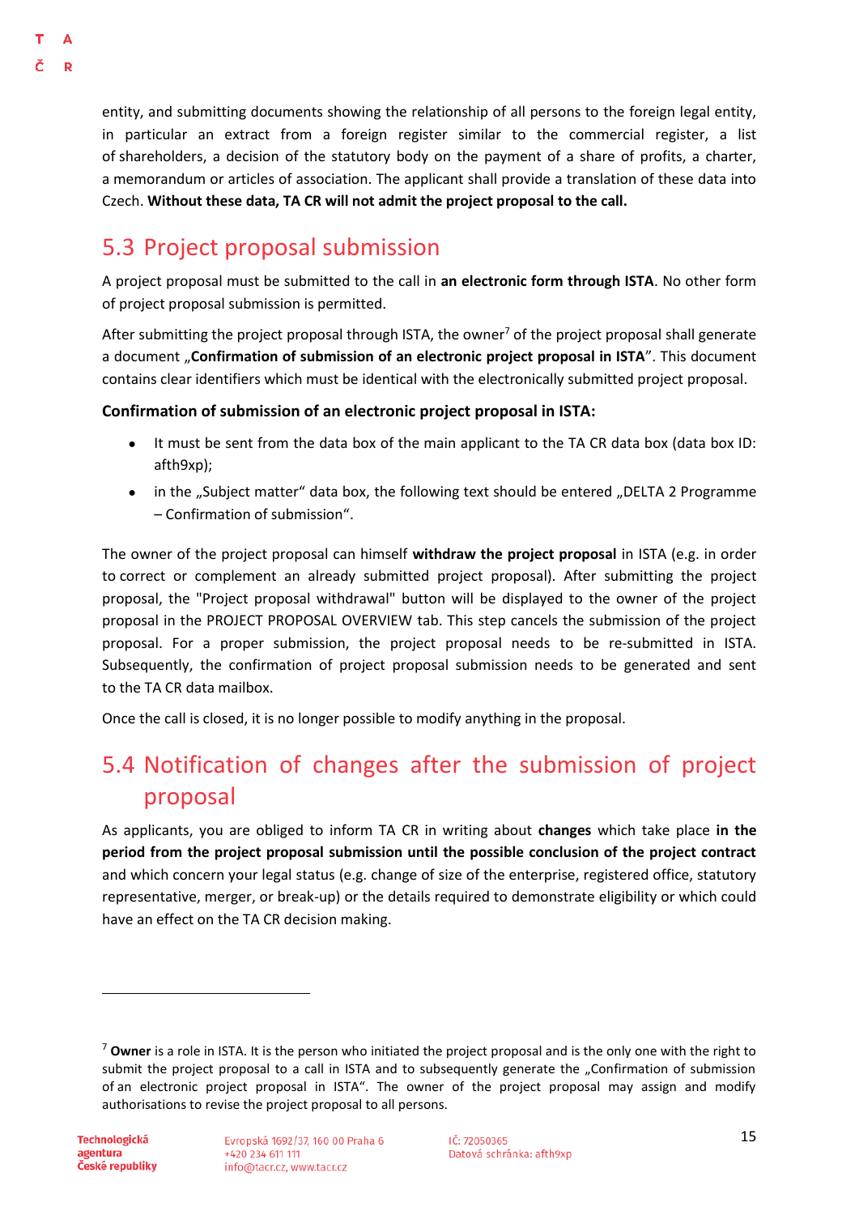entity, and submitting documents showing the relationship of all persons to the foreign legal entity, in particular an extract from a foreign register similar to the commercial register, a list of shareholders, a decision of the statutory body on the payment of a share of profits, a charter, a memorandum or articles of association. The applicant shall provide a translation of these data into Czech. **Without these data, TA CR will not admit the project proposal to the call.**

## 5.3 Project proposal submission

A project proposal must be submitted to the call in **an electronic form through ISTA**. No other form of project proposal submission is permitted.

After submitting the project proposal through ISTA, the owner[7] of the project proposal shall generate a document „**Confirmation of submission of an electronic project proposal in ISTA**". This document contains clear identifiers which must be identical with the electronically submitted project proposal.

**Confirmation of submission of an electronic project proposal in ISTA:**

- It must be sent from the data box of the main applicant to the TA CR data box (data box ID: afth9xp);
- in the „Subject matter" data box, the following text should be entered „DELTA 2 Programme – Confirmation of submission".

The owner of the project proposal can himself **withdraw the project proposal** in ISTA (e.g. in order to correct or complement an already submitted project proposal). After submitting the project proposal, the "Project proposal withdrawal" button will be displayed to the owner of the project proposal in the PROJECT PROPOSAL OVERVIEW tab. This step cancels the submission of the project proposal. For a proper submission, the project proposal needs to be re-submitted in ISTA. Subsequently, the confirmation of project proposal submission needs to be generated and sent to the TA CR data mailbox.

Once the call is closed, it is no longer possible to modify anything in the proposal.

## 5.4 Notification of changes after the submission of project proposal

As applicants, you are obliged to inform TA CR in writing about **changes** which take place **in the period from the project proposal submission until the possible conclusion of the project contract** and which concern your legal status (e.g. change of size of the enterprise, registered office, statutory representative, merger, or break-up) or the details required to demonstrate eligibility or which could have an effect on the TA CR decision making.

---

[7] **Owner** is a role in ISTA. It is the person who initiated the project proposal and is the only one with the right to submit the project proposal to a call in ISTA and to subsequently generate the „Confirmation of submission of an electronic project proposal in ISTA". The owner of the project proposal may assign and modify authorisations to revise the project proposal to all persons.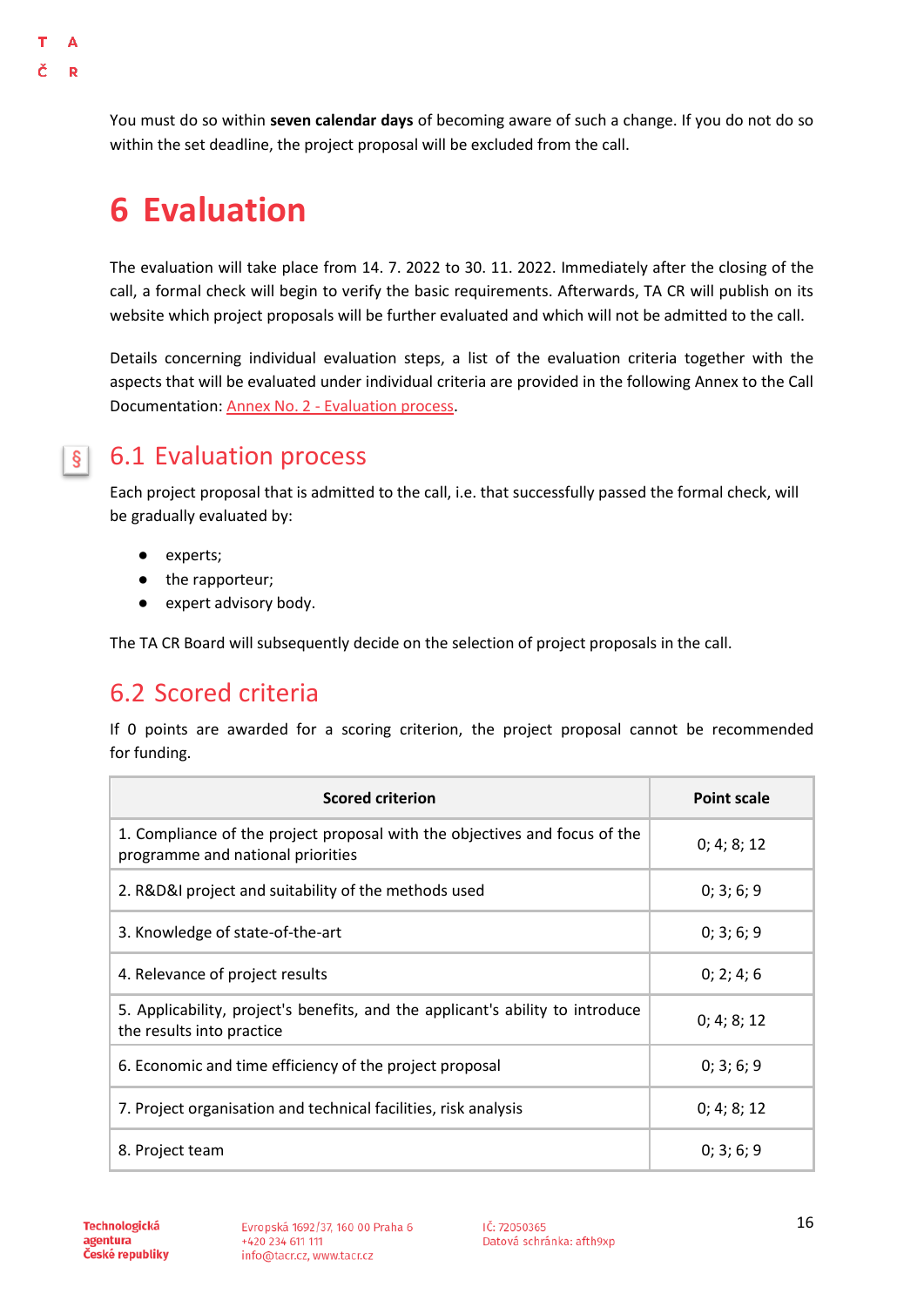You must do so within **seven calendar days** of becoming aware of such a change. If you do not do so within the set deadline, the project proposal will be excluded from the call.

# 6 Evaluation

The evaluation will take place from 14. 7. 2022 to 30. 11. 2022. Immediately after the closing of the call, a formal check will begin to verify the basic requirements. Afterwards, TA CR will publish on its website which project proposals will be further evaluated and which will not be admitted to the call.

Details concerning individual evaluation steps, a list of the evaluation criteria together with the aspects that will be evaluated under individual criteria are provided in the following Annex to the Call Documentation: Annex No. 2 - Evaluation process.

## 6.1 Evaluation process

Each project proposal that is admitted to the call, i.e. that successfully passed the formal check, will be gradually evaluated by:

- experts;
- the rapporteur;
- expert advisory body.

The TA CR Board will subsequently decide on the selection of project proposals in the call.

## 6.2 Scored criteria

If 0 points are awarded for a scoring criterion, the project proposal cannot be recommended for funding.

| Scored criterion | Point scale |
|---|---|
| 1. Compliance of the project proposal with the objectives and focus of the programme and national priorities | 0; 4; 8; 12 |
| 2. R&D&I project and suitability of the methods used | 0; 3; 6; 9 |
| 3. Knowledge of state-of-the-art | 0; 3; 6; 9 |
| 4. Relevance of project results | 0; 2; 4; 6 |
| 5. Applicability, project's benefits, and the applicant's ability to introduce the results into practice | 0; 4; 8; 12 |
| 6. Economic and time efficiency of the project proposal | 0; 3; 6; 9 |
| 7. Project organisation and technical facilities, risk analysis | 0; 4; 8; 12 |
| 8. Project team | 0; 3; 6; 9 |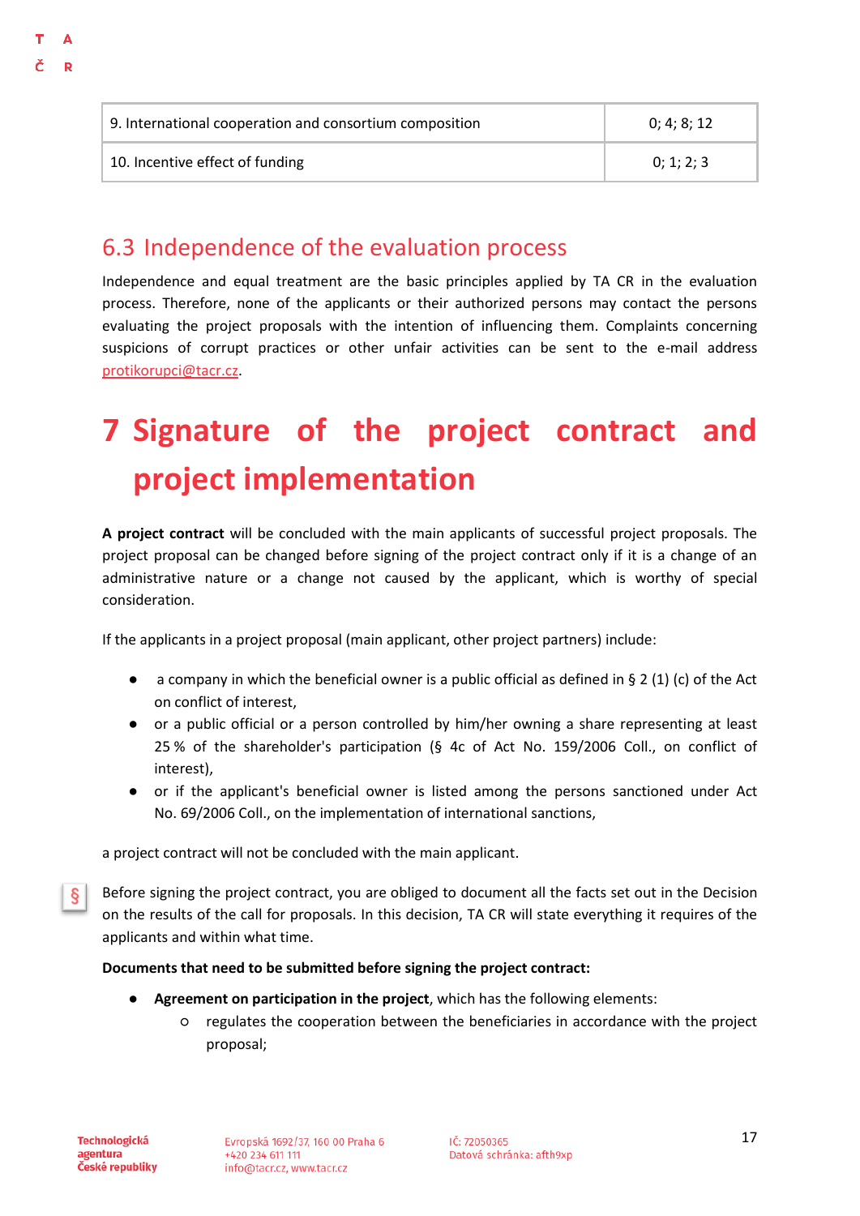| | |
|---|---|
| 9. International cooperation and consortium composition | 0; 4; 8; 12 |
| 10. Incentive effect of funding | 0; 1; 2; 3 |

## 6.3 Independence of the evaluation process

Independence and equal treatment are the basic principles applied by TA CR in the evaluation process. Therefore, none of the applicants or their authorized persons may contact the persons evaluating the project proposals with the intention of influencing them. Complaints concerning suspicions of corrupt practices or other unfair activities can be sent to the e-mail address protikorupci@tacr.cz.

# 7 Signature of the project contract and project implementation

**A project contract** will be concluded with the main applicants of successful project proposals. The project proposal can be changed before signing of the project contract only if it is a change of an administrative nature or a change not caused by the applicant, which is worthy of special consideration.

If the applicants in a project proposal (main applicant, other project partners) include:

- a company in which the beneficial owner is a public official as defined in § 2 (1) (c) of the Act on conflict of interest,
- or a public official or a person controlled by him/her owning a share representing at least 25 % of the shareholder's participation (§ 4c of Act No. 159/2006 Coll., on conflict of interest),
- or if the applicant's beneficial owner is listed among the persons sanctioned under Act No. 69/2006 Coll., on the implementation of international sanctions,

a project contract will not be concluded with the main applicant.

§ Before signing the project contract, you are obliged to document all the facts set out in the Decision on the results of the call for proposals. In this decision, TA CR will state everything it requires of the applicants and within what time.

**Documents that need to be submitted before signing the project contract:**

- **Agreement on participation in the project**, which has the following elements:
  - regulates the cooperation between the beneficiaries in accordance with the project proposal;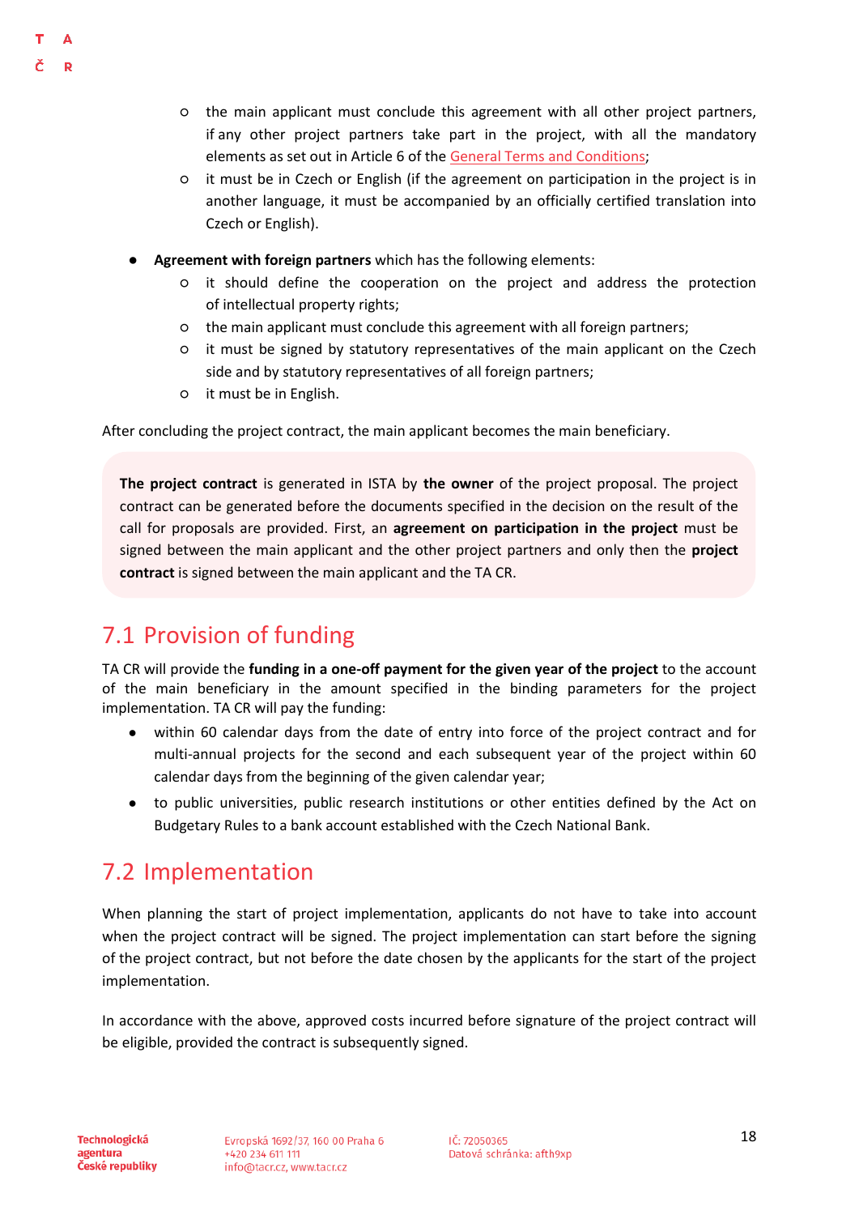- the main applicant must conclude this agreement with all other project partners, if any other project partners take part in the project, with all the mandatory elements as set out in Article 6 of the General Terms and Conditions;
  - it must be in Czech or English (if the agreement on participation in the project is in another language, it must be accompanied by an officially certified translation into Czech or English).

- **Agreement with foreign partners** which has the following elements:
  - it should define the cooperation on the project and address the protection of intellectual property rights;
  - the main applicant must conclude this agreement with all foreign partners;
  - it must be signed by statutory representatives of the main applicant on the Czech side and by statutory representatives of all foreign partners;
  - it must be in English.

After concluding the project contract, the main applicant becomes the main beneficiary.

**The project contract** is generated in ISTA by **the owner** of the project proposal. The project contract can be generated before the documents specified in the decision on the result of the call for proposals are provided. First, an **agreement on participation in the project** must be signed between the main applicant and the other project partners and only then the **project contract** is signed between the main applicant and the TA CR.

## 7.1 Provision of funding

TA CR will provide the **funding in a one-off payment for the given year of the project** to the account of the main beneficiary in the amount specified in the binding parameters for the project implementation. TA CR will pay the funding:

- within 60 calendar days from the date of entry into force of the project contract and for multi-annual projects for the second and each subsequent year of the project within 60 calendar days from the beginning of the given calendar year;
- to public universities, public research institutions or other entities defined by the Act on Budgetary Rules to a bank account established with the Czech National Bank.

## 7.2 Implementation

When planning the start of project implementation, applicants do not have to take into account when the project contract will be signed. The project implementation can start before the signing of the project contract, but not before the date chosen by the applicants for the start of the project implementation.

In accordance with the above, approved costs incurred before signature of the project contract will be eligible, provided the contract is subsequently signed.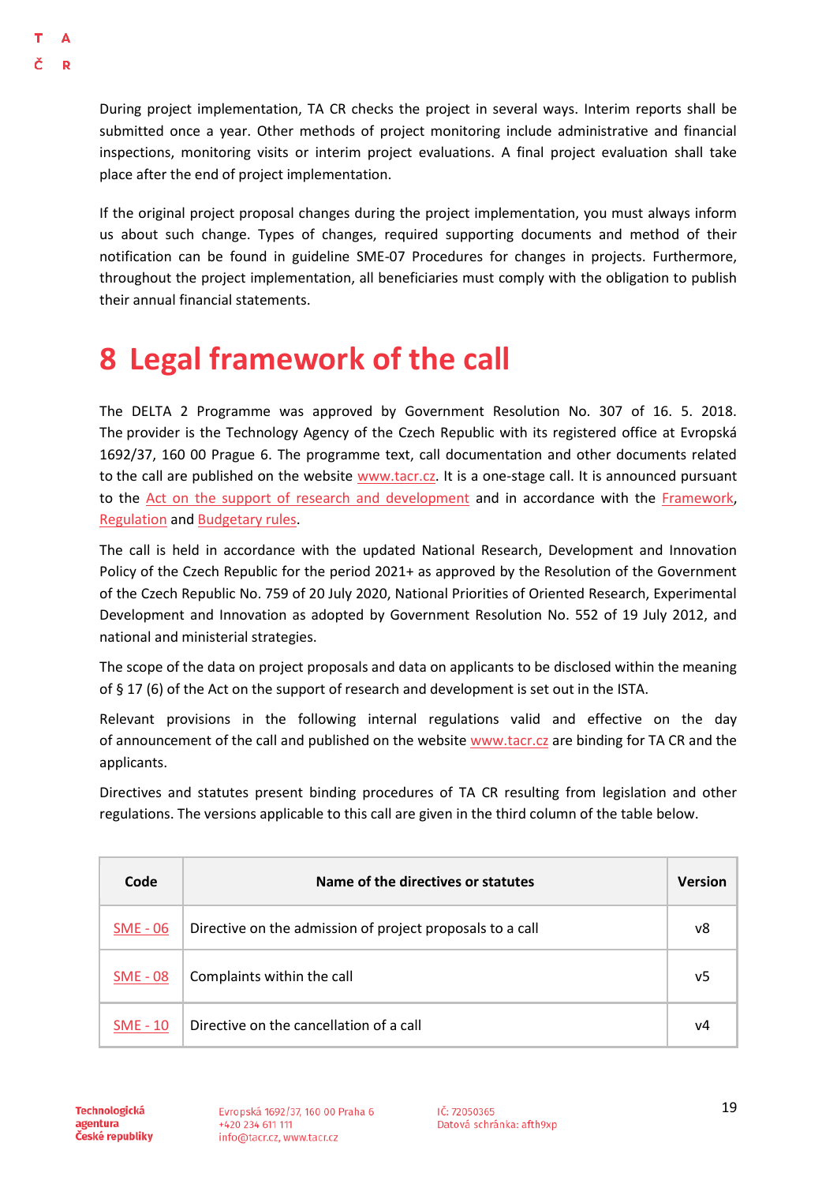During project implementation, TA CR checks the project in several ways. Interim reports shall be submitted once a year. Other methods of project monitoring include administrative and financial inspections, monitoring visits or interim project evaluations. A final project evaluation shall take place after the end of project implementation.

If the original project proposal changes during the project implementation, you must always inform us about such change. Types of changes, required supporting documents and method of their notification can be found in guideline SME-07 Procedures for changes in projects. Furthermore, throughout the project implementation, all beneficiaries must comply with the obligation to publish their annual financial statements.

# 8 Legal framework of the call

The DELTA 2 Programme was approved by Government Resolution No. 307 of 16. 5. 2018. The provider is the Technology Agency of the Czech Republic with its registered office at Evropská 1692/37, 160 00 Prague 6. The programme text, call documentation and other documents related to the call are published on the website www.tacr.cz. It is a one-stage call. It is announced pursuant to the Act on the support of research and development and in accordance with the Framework, Regulation and Budgetary rules.

The call is held in accordance with the updated National Research, Development and Innovation Policy of the Czech Republic for the period 2021+ as approved by the Resolution of the Government of the Czech Republic No. 759 of 20 July 2020, National Priorities of Oriented Research, Experimental Development and Innovation as adopted by Government Resolution No. 552 of 19 July 2012, and national and ministerial strategies.

The scope of the data on project proposals and data on applicants to be disclosed within the meaning of § 17 (6) of the Act on the support of research and development is set out in the ISTA.

Relevant provisions in the following internal regulations valid and effective on the day of announcement of the call and published on the website www.tacr.cz are binding for TA CR and the applicants.

Directives and statutes present binding procedures of TA CR resulting from legislation and other regulations. The versions applicable to this call are given in the third column of the table below.

| Code | Name of the directives or statutes | Version |
|---|---|---|
| SME - 06 | Directive on the admission of project proposals to a call | v8 |
| SME - 08 | Complaints within the call | v5 |
| SME - 10 | Directive on the cancellation of a call | v4 |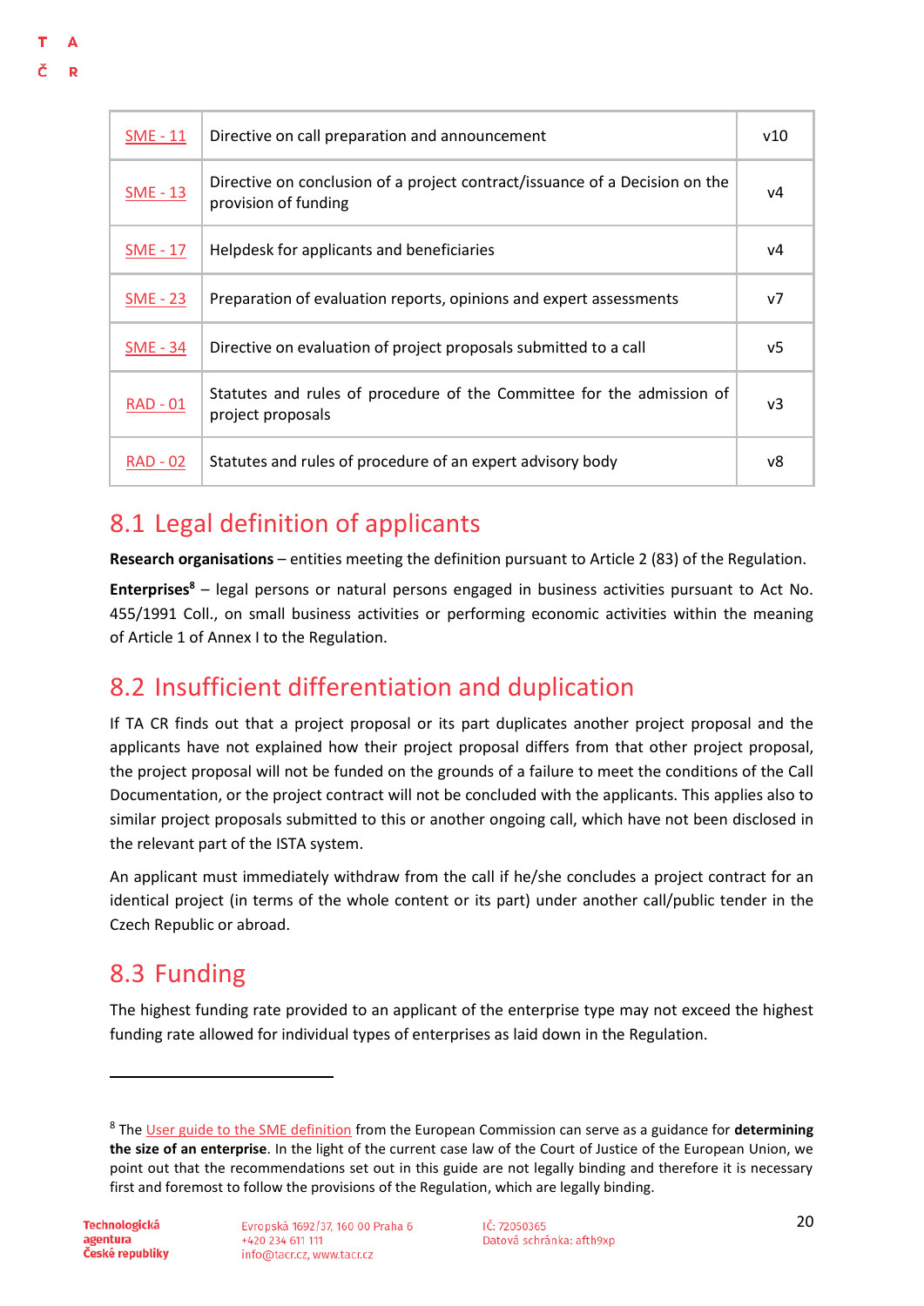| | | |
|---|---|---|
| SME - 11 | Directive on call preparation and announcement | v10 |
| SME - 13 | Directive on conclusion of a project contract/issuance of a Decision on the provision of funding | v4 |
| SME - 17 | Helpdesk for applicants and beneficiaries | v4 |
| SME - 23 | Preparation of evaluation reports, opinions and expert assessments | v7 |
| SME - 34 | Directive on evaluation of project proposals submitted to a call | v5 |
| RAD - 01 | Statutes and rules of procedure of the Committee for the admission of project proposals | v3 |
| RAD - 02 | Statutes and rules of procedure of an expert advisory body | v8 |

## 8.1 Legal definition of applicants

**Research organisations** – entities meeting the definition pursuant to Article 2 (83) of the Regulation.

**Enterprises**[8] – legal persons or natural persons engaged in business activities pursuant to Act No. 455/1991 Coll., on small business activities or performing economic activities within the meaning of Article 1 of Annex I to the Regulation.

## 8.2 Insufficient differentiation and duplication

If TA CR finds out that a project proposal or its part duplicates another project proposal and the applicants have not explained how their project proposal differs from that other project proposal, the project proposal will not be funded on the grounds of a failure to meet the conditions of the Call Documentation, or the project contract will not be concluded with the applicants. This applies also to similar project proposals submitted to this or another ongoing call, which have not been disclosed in the relevant part of the ISTA system.

An applicant must immediately withdraw from the call if he/she concludes a project contract for an identical project (in terms of the whole content or its part) under another call/public tender in the Czech Republic or abroad.

## 8.3 Funding

The highest funding rate provided to an applicant of the enterprise type may not exceed the highest funding rate allowed for individual types of enterprises as laid down in the Regulation.

---

[8] The User guide to the SME definition from the European Commission can serve as a guidance for **determining the size of an enterprise**. In the light of the current case law of the Court of Justice of the European Union, we point out that the recommendations set out in this guide are not legally binding and therefore it is necessary first and foremost to follow the provisions of the Regulation, which are legally binding.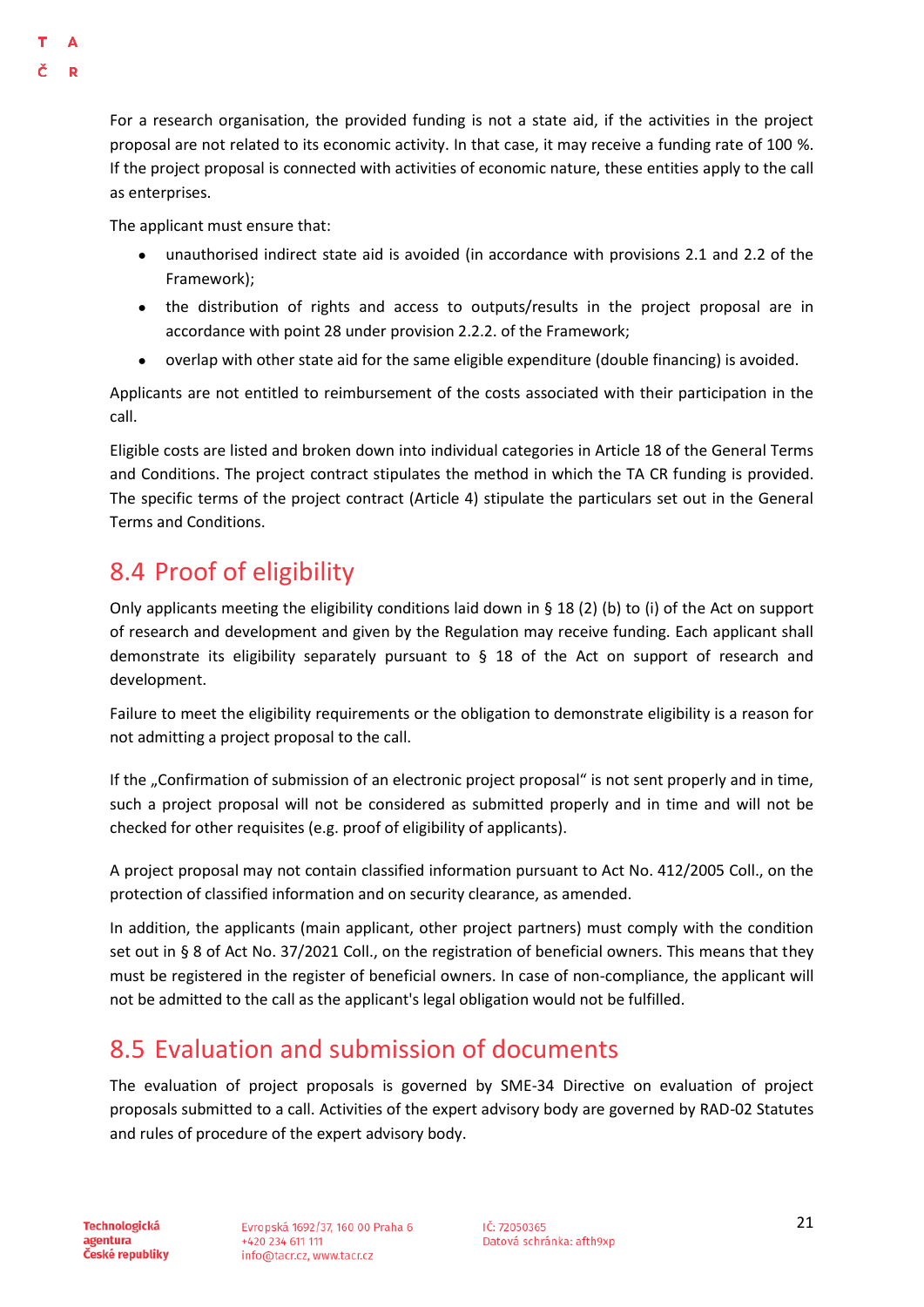For a research organisation, the provided funding is not a state aid, if the activities in the project proposal are not related to its economic activity. In that case, it may receive a funding rate of 100 %. If the project proposal is connected with activities of economic nature, these entities apply to the call as enterprises.

The applicant must ensure that:

- unauthorised indirect state aid is avoided (in accordance with provisions 2.1 and 2.2 of the Framework);
- the distribution of rights and access to outputs/results in the project proposal are in accordance with point 28 under provision 2.2.2. of the Framework;
- overlap with other state aid for the same eligible expenditure (double financing) is avoided.

Applicants are not entitled to reimbursement of the costs associated with their participation in the call.

Eligible costs are listed and broken down into individual categories in Article 18 of the General Terms and Conditions. The project contract stipulates the method in which the TA CR funding is provided. The specific terms of the project contract (Article 4) stipulate the particulars set out in the General Terms and Conditions.

## 8.4 Proof of eligibility

Only applicants meeting the eligibility conditions laid down in § 18 (2) (b) to (i) of the Act on support of research and development and given by the Regulation may receive funding. Each applicant shall demonstrate its eligibility separately pursuant to § 18 of the Act on support of research and development.

Failure to meet the eligibility requirements or the obligation to demonstrate eligibility is a reason for not admitting a project proposal to the call.

If the „Confirmation of submission of an electronic project proposal" is not sent properly and in time, such a project proposal will not be considered as submitted properly and in time and will not be checked for other requisites (e.g. proof of eligibility of applicants).

A project proposal may not contain classified information pursuant to Act No. 412/2005 Coll., on the protection of classified information and on security clearance, as amended.

In addition, the applicants (main applicant, other project partners) must comply with the condition set out in § 8 of Act No. 37/2021 Coll., on the registration of beneficial owners. This means that they must be registered in the register of beneficial owners. In case of non-compliance, the applicant will not be admitted to the call as the applicant's legal obligation would not be fulfilled.

## 8.5 Evaluation and submission of documents

The evaluation of project proposals is governed by SME-34 Directive on evaluation of project proposals submitted to a call. Activities of the expert advisory body are governed by RAD-02 Statutes and rules of procedure of the expert advisory body.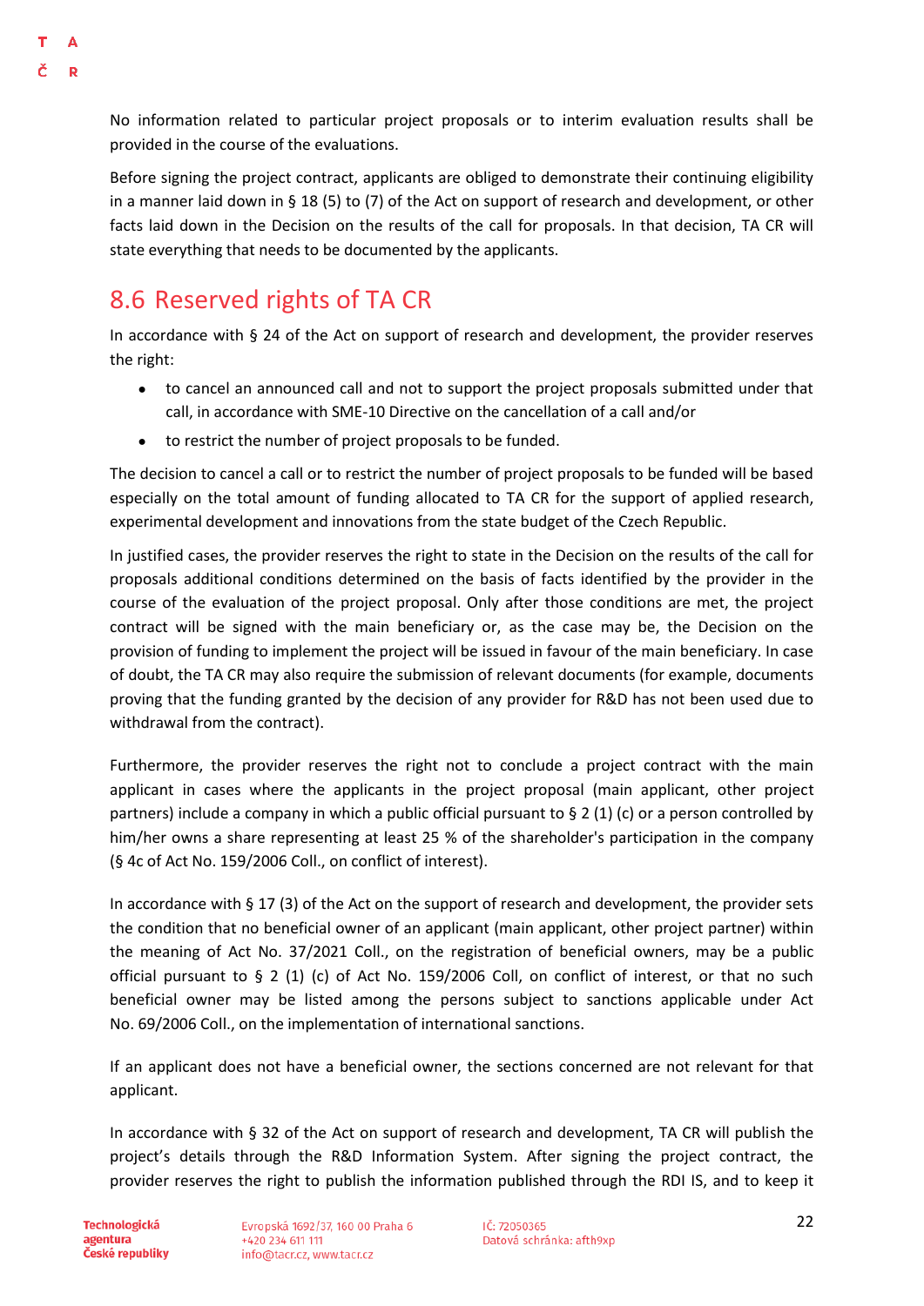No information related to particular project proposals or to interim evaluation results shall be provided in the course of the evaluations.

Before signing the project contract, applicants are obliged to demonstrate their continuing eligibility in a manner laid down in § 18 (5) to (7) of the Act on support of research and development, or other facts laid down in the Decision on the results of the call for proposals. In that decision, TA CR will state everything that needs to be documented by the applicants.

## 8.6 Reserved rights of TA CR

In accordance with § 24 of the Act on support of research and development, the provider reserves the right:

- to cancel an announced call and not to support the project proposals submitted under that call, in accordance with SME-10 Directive on the cancellation of a call and/or
- to restrict the number of project proposals to be funded.

The decision to cancel a call or to restrict the number of project proposals to be funded will be based especially on the total amount of funding allocated to TA CR for the support of applied research, experimental development and innovations from the state budget of the Czech Republic.

In justified cases, the provider reserves the right to state in the Decision on the results of the call for proposals additional conditions determined on the basis of facts identified by the provider in the course of the evaluation of the project proposal. Only after those conditions are met, the project contract will be signed with the main beneficiary or, as the case may be, the Decision on the provision of funding to implement the project will be issued in favour of the main beneficiary. In case of doubt, the TA CR may also require the submission of relevant documents (for example, documents proving that the funding granted by the decision of any provider for R&D has not been used due to withdrawal from the contract).

Furthermore, the provider reserves the right not to conclude a project contract with the main applicant in cases where the applicants in the project proposal (main applicant, other project partners) include a company in which a public official pursuant to § 2 (1) (c) or a person controlled by him/her owns a share representing at least 25 % of the shareholder's participation in the company (§ 4c of Act No. 159/2006 Coll., on conflict of interest).

In accordance with § 17 (3) of the Act on the support of research and development, the provider sets the condition that no beneficial owner of an applicant (main applicant, other project partner) within the meaning of Act No. 37/2021 Coll., on the registration of beneficial owners, may be a public official pursuant to § 2 (1) (c) of Act No. 159/2006 Coll, on conflict of interest, or that no such beneficial owner may be listed among the persons subject to sanctions applicable under Act No. 69/2006 Coll., on the implementation of international sanctions.

If an applicant does not have a beneficial owner, the sections concerned are not relevant for that applicant.

In accordance with § 32 of the Act on support of research and development, TA CR will publish the project's details through the R&D Information System. After signing the project contract, the provider reserves the right to publish the information published through the RDI IS, and to keep it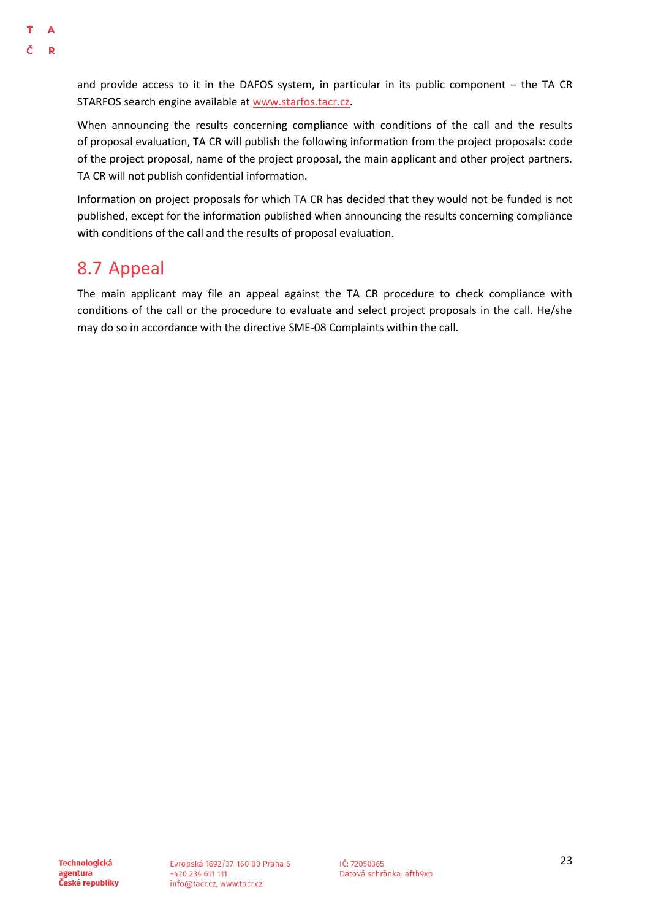and provide access to it in the DAFOS system, in particular in its public component – the TA CR STARFOS search engine available at www.starfos.tacr.cz.

When announcing the results concerning compliance with conditions of the call and the results of proposal evaluation, TA CR will publish the following information from the project proposals: code of the project proposal, name of the project proposal, the main applicant and other project partners. TA CR will not publish confidential information.

Information on project proposals for which TA CR has decided that they would not be funded is not published, except for the information published when announcing the results concerning compliance with conditions of the call and the results of proposal evaluation.

## 8.7 Appeal

The main applicant may file an appeal against the TA CR procedure to check compliance with conditions of the call or the procedure to evaluate and select project proposals in the call. He/she may do so in accordance with the directive SME-08 Complaints within the call.